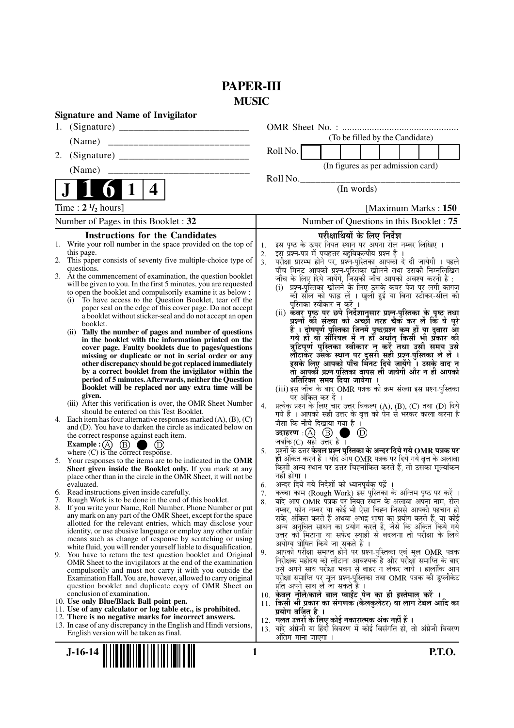# PAPER-III
## MUSIC

**Signature and Name of Invigilator**

1. (Signature) __________________________

   (Name) ____________________________

2. (Signature) __________________________

   (Name) ____________________________

OMR Sheet No. : ...............................................

(To be filled by the Candidate)

Roll No. | | | | | | | | |

(In figures as per admission card)

Roll No.________________________________

(In words)

**J 1 6 1 4**

Time : **2 ½ hours**] [Maximum Marks : **150**

Number of Pages in this Booklet : **32** | Number of Questions in this Booklet : **75**

### Instructions for the Candidates

1. Write your roll number in the space provided on the top of this page.
2. This paper consists of seventy five multiple-choice type of questions.
3. At the commencement of examination, the question booklet will be given to you. In the first 5 minutes, you are requested to open the booklet and compulsorily examine it as below :
   (i) To have access to the Question Booklet, tear off the paper seal on the edge of this cover page. Do not accept a booklet without sticker-seal and do not accept an open booklet.
   (ii) **Tally the number of pages and number of questions in the booklet with the information printed on the cover page. Faulty booklets due to pages/questions missing or duplicate or not in serial order or any other discrepancy should be got replaced immediately by a correct booklet from the invigilator within the period of 5 minutes. Afterwards, neither the Question Booklet will be replaced nor any extra time will be given.**
   (iii) After this verification is over, the OMR Sheet Number should be entered on this Test Booklet.
4. Each item has four alternative responses marked (A), (B), (C) and (D). You have to darken the circle as indicated below on the correct response against each item.
   **Example :** (A) (B) ● (D)
   where (C) is the correct response.
5. Your responses to the items are to be indicated in the **OMR Sheet given inside the Booklet only.** If you mark at any place other than in the circle in the OMR Sheet, it will not be evaluated.
6. Read instructions given inside carefully.
7. Rough Work is to be done in the end of this booklet.
8. If you write your Name, Roll Number, Phone Number or put any mark on any part of the OMR Sheet, except for the space allotted for the relevant entries, which may disclose your identity, or use abusive language or employ any other unfair means such as change of response by scratching or using white fluid, you will render yourself liable to disqualification.
9. You have to return the test question booklet and Original OMR Sheet to the invigilators at the end of the examination compulsorily and must not carry it with you outside the Examination Hall. You are, however, allowed to carry original question booklet and duplicate copy of OMR Sheet on conclusion of examination.
10. **Use only Blue/Black Ball point pen.**
11. **Use of any calculator or log table etc., is prohibited.**
12. **There is no negative marks for incorrect answers.**
13. In case of any discrepancy in the English and Hindi versions, English version will be taken as final.

### परीक्षार्थियों के लिए निर्देश

1. इस पृष्ठ के ऊपर नियत स्थान पर अपना रोल नम्बर लिखिए ।
2. इस प्रश्न-पत्र में पचहत्तर बहुविकल्पीय प्रश्न हैं ।
3. परीक्षा प्रारम्भ होने पर, प्रश्न-पुस्तिका आपको दे दी जायेगी । पहले पाँच मिनट आपको प्रश्न-पुस्तिका खोलने तथा उसकी निम्नलिखित जाँच के लिए दिये जायेंगे, जिसकी जाँच आपको अवश्य करनी है :
   (i) प्रश्न-पुस्तिका खोलने के लिए उसके कवर पेज पर लगी कागज की सील को फाड़ लें । खुली हुई या बिना स्टीकर-सील की पुस्तिका स्वीकार न करें ।
   (ii) **कवर पृष्ठ पर छपे निर्देशानुसार प्रश्न-पुस्तिका के पृष्ठ तथा प्रश्नों की संख्या को अच्छी तरह चैक कर लें कि ये पूरे हैं । दोषपूर्ण पुस्तिका जिनमें पृष्ठ/प्रश्न कम हों या दुबारा आ गये हों या सीरियल में न हों अर्थात् किसी भी प्रकार की त्रुटिपूर्ण पुस्तिका स्वीकार न करें तथा उसी समय उसे लौटाकर उसके स्थान पर दूसरी सही प्रश्न-पुस्तिका ले लें । इसके लिए आपको पाँच मिनट दिये जायेंगे । उसके बाद न तो आपकी प्रश्न-पुस्तिका वापस ली जायेगी और न ही आपको अतिरिक्त समय दिया जायेगा ।**
   (iii) इस जाँच के बाद OMR पत्रक की क्रम संख्या इस प्रश्न-पुस्तिका पर अंकित कर दें ।
4. प्रत्येक प्रश्न के लिए चार उत्तर विकल्प (A), (B), (C) तथा (D) दिये गये हैं । आपको सही उत्तर के वृत्त को पेन से भरकर काला करना है जैसा कि नीचे दिखाया गया है ।
   **उदाहरण :** (A) (B) ● (D)
   जबकि (C) सही उत्तर है ।
5. प्रश्नों के उत्तर **केवल प्रश्न पुस्तिका के अन्दर दिये गये OMR पत्रक पर ही** अंकित करने हैं । यदि आप OMR पत्रक पर दिये गये वृत्त के अलावा किसी अन्य स्थान पर उत्तर चिह्नांकित करते हैं, तो उसका मूल्यांकन नहीं होगा ।
6. अन्दर दिये गये निर्देशों को ध्यानपूर्वक पढ़ें ।
7. कच्चा काम (Rough Work) इस पुस्तिका के अन्तिम पृष्ठ पर करें ।
8. यदि आप OMR पत्रक पर नियत स्थान के अलावा अपना नाम, रोल नम्बर, फोन नम्बर या कोई भी ऐसा चिह्न जिससे आपकी पहचान हो सके, अंकित करते हैं अथवा अभद्र भाषा का प्रयोग करते हैं, या कोई अन्य अनुचित साधन का प्रयोग करते हैं, जैसे कि अंकित किये गये उत्तर को मिटाना या सफेद स्याही से बदलना तो परीक्षा के लिये अयोग्य घोषित किये जा सकते हैं ।
9. आपको परीक्षा समाप्त होने पर प्रश्न-पुस्तिका एवं मूल OMR पत्रक निरीक्षक महोदय को लौटाना आवश्यक है और परीक्षा समाप्ति के बाद उसे अपने साथ परीक्षा भवन से बाहर न लेकर जायें । हालांकि आप परीक्षा समाप्ति पर मूल प्रश्न-पुस्तिका तथा OMR पत्रक की डुप्लीकेट प्रति अपने साथ ले जा सकते हैं ।
10. **केवल नीले/काले बाल प्वाईंट पेन का ही इस्तेमाल करें ।**
11. **किसी भी प्रकार का संगणक (कैलकुलेटर) या लाग टेबल आदि का प्रयोग वर्जित है ।**
12. **गलत उत्तरों के लिए कोई नकारात्मक अंक नहीं हैं ।**
13. यदि अंग्रेजी या हिंदी विवरण में कोई विसंगति हो, तो अंग्रेजी विवरण अंतिम माना जाएगा ।

**J-16-14** **P.T.O.**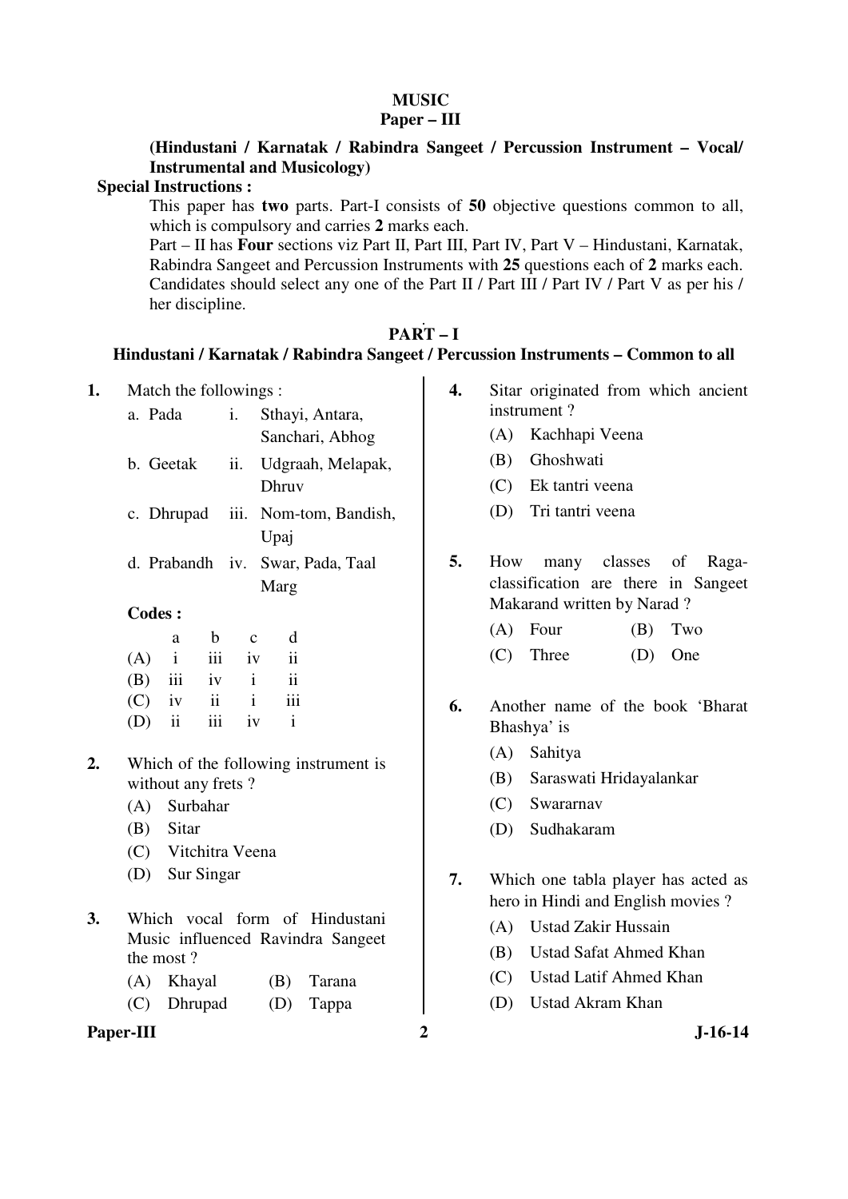# MUSIC

## Paper – III

**(Hindustani / Karnatak / Rabindra Sangeet / Percussion Instrument – Vocal/ Instrumental and Musicology)**

**Special Instructions :**

This paper has **two** parts. Part-I consists of **50** objective questions common to all, which is compulsory and carries **2** marks each.

Part – II has **Four** sections viz Part II, Part III, Part IV, Part V – Hindustani, Karnatak, Rabindra Sangeet and Percussion Instruments with **25** questions each of **2** marks each. Candidates should select any one of the Part II / Part III / Part IV / Part V as per his / her discipline.

## PART – I

### Hindustani / Karnatak / Rabindra Sangeet / Percussion Instruments – Common to all

**1.** Match the followings :

| | | | |
|---|---|---|---|
| a. | Pada | i. | Sthayi, Antara, Sanchari, Abhog |
| b. | Geetak | ii. | Udgraah, Melapak, Dhruv |
| c. | Dhrupad | iii. | Nom-tom, Bandish, Upaj |
| d. | Prabandh | iv. | Swar, Pada, Taal Marg |

**Codes :**

| | a | b | c | d |
|---|---|---|---|---|
| (A) | i | iii | iv | ii |
| (B) | iii | iv | i | ii |
| (C) | iv | ii | i | iii |
| (D) | ii | iii | iv | i |

**2.** Which of the following instrument is without any frets ?

(A) Surbahar

(B) Sitar

(C) Vitchitra Veena

(D) Sur Singar

**3.** Which vocal form of Hindustani Music influenced Ravindra Sangeet the most ?

(A) Khayal (B) Tarana

(C) Dhrupad (D) Tappa

**4.** Sitar originated from which ancient instrument ?

(A) Kachhapi Veena

(B) Ghoshwati

(C) Ek tantri veena

(D) Tri tantri veena

**5.** How many classes of Raga-classification are there in Sangeet Makarand written by Narad ?

(A) Four (B) Two

(C) Three (D) One

**6.** Another name of the book 'Bharat Bhashya' is

(A) Sahitya

(B) Saraswati Hridayalankar

(C) Swirarnav

(D) Sudhakaram

**7.** Which one tabla player has acted as hero in Hindi and English movies ?

(A) Ustad Zakir Hussain

(B) Ustad Safat Ahmed Khan

(C) Ustad Latif Ahmed Khan

(D) Ustad Akram Khan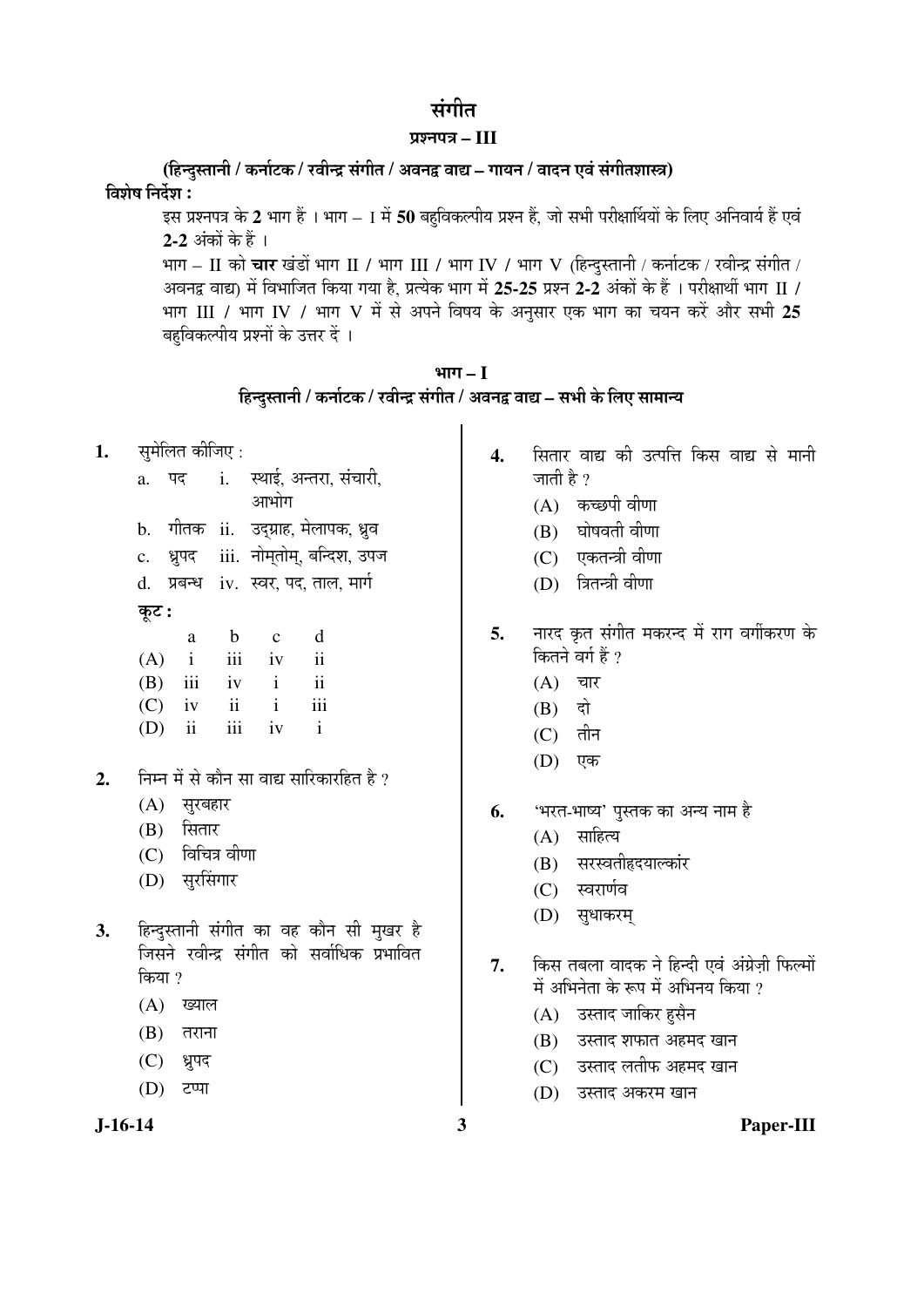# संगीत

## प्रश्नपत्र – III

### (हिन्दुस्तानी / कर्नाटक / रवीन्द्र संगीत / अवनद्ध वाद्य – गायन / वादन एवं संगीतशास्त्र)

**विशेष निर्देश :**

इस प्रश्नपत्र के **2** भाग हैं । भाग – I में **50** बहुविकल्पीय प्रश्न हैं, जो सभी परीक्षार्थियों के लिए अनिवार्य हैं एवं **2-2** अंकों के हैं ।

भाग – II को **चार** खंडों भाग II / भाग III / भाग IV / भाग V (हिन्दुस्तानी / कर्नाटक / रवीन्द्र संगीत / अवनद्ध वाद्य) में विभाजित किया गया है, प्रत्येक भाग में **25-25** प्रश्न **2-2** अंकों के हैं । परीक्षार्थी भाग II / भाग III / भाग IV / भाग V में से अपने विषय के अनुसार एक भाग का चयन करें और सभी **25** बहुविकल्पीय प्रश्नों के उत्तर दें ।

## भाग – I

### हिन्दुस्तानी / कर्नाटक / रवीन्द्र संगीत / अवनद्ध वाद्य – सभी के लिए सामान्य

**1.** सुमेलित कीजिए :

a. पद — i. स्थाई, अन्तरा, संचारी, आभोग

b. गीतक — ii. उद्‌ग्राह, मेलापक, ध्रुव

c. ध्रुपद — iii. नोम्‌तोम्, बन्दिश, उपज

d. प्रबन्ध — iv. स्वर, पद, ताल, मार्ग

**कूट :**

| | a | b | c | d |
|---|---|---|---|---|
| (A) | i | iii | iv | ii |
| (B) | iii | iv | i | ii |
| (C) | iv | ii | i | iii |
| (D) | ii | iii | iv | i |

**2.** निम्न में से कौन सा वाद्य सारिकारहित है ?

(A) सुरबहार

(B) सितार

(C) विचित्र वीणा

(D) सुरसिंगार

**3.** हिन्दुस्तानी संगीत का वह कौन सी मुखर है जिसने रवीन्द्र संगीत को सर्वाधिक प्रभावित किया ?

(A) ख्याल

(B) तराना

(C) ध्रुपद

(D) टप्पा

**4.** सितार वाद्य की उत्पत्ति किस वाद्य से मानी जाती है ?

(A) कच्छपी वीणा

(B) घोषवती वीणा

(C) एकतन्त्री वीणा

(D) त्रितन्त्री वीणा

**5.** नारद कृत संगीत मकरन्द में राग वर्गीकरण के कितने वर्ग हैं ?

(A) चार

(B) दो

(C) तीन

(D) एक

**6.** 'भरत-भाष्य' पुस्तक का अन्य नाम है

(A) साहित्य

(B) सरस्वतीहृदयाल्कांर

(C) स्वरार्णव

(D) सुधाकरम्

**7.** किस तबला वादक ने हिन्दी एवं अंग्रेज़ी फिल्मों में अभिनेता के रूप में अभिनय किया ?

(A) उस्ताद जाकिर हुसैन

(B) उस्ताद शफात अहमद खान

(C) उस्ताद लतीफ अहमद खान

(D) उस्ताद अकरम खान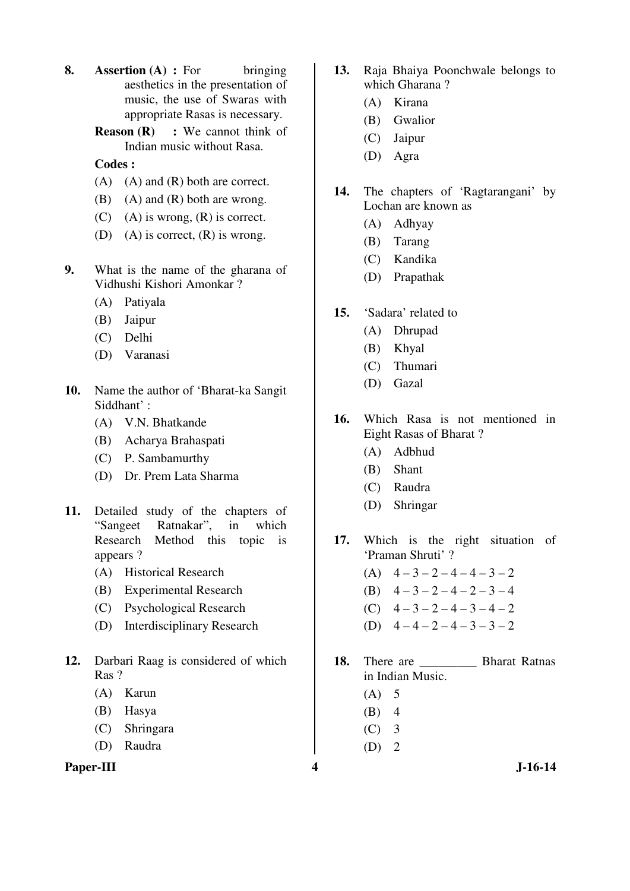**8.** **Assertion (A) :** For bringing aesthetics in the presentation of music, the use of Swaras with appropriate Rasas is necessary.

**Reason (R) :** We cannot think of Indian music without Rasa.

**Codes :**

(A) (A) and (R) both are correct.
(B) (A) and (R) both are wrong.
(C) (A) is wrong, (R) is correct.
(D) (A) is correct, (R) is wrong.

**9.** What is the name of the gharana of Vidhushi Kishori Amonkar ?

(A) Patiyala
(B) Jaipur
(C) Delhi
(D) Varanasi

**10.** Name the author of 'Bharat-ka Sangit Siddhant' :

(A) V.N. Bhatkande
(B) Acharya Brahaspati
(C) P. Sambamurthy
(D) Dr. Prem Lata Sharma

**11.** Detailed study of the chapters of "Sangeet Ratnakar", in which Research Method this topic is appears ?

(A) Historical Research
(B) Experimental Research
(C) Psychological Research
(D) Interdisciplinary Research

**12.** Darbari Raag is considered of which Ras ?

(A) Karun
(B) Hasya
(C) Shringara
(D) Raudra

**13.** Raja Bhaiya Poonchwale belongs to which Gharana ?

(A) Kirana
(B) Gwalior
(C) Jaipur
(D) Agra

**14.** The chapters of 'Ragtarangani' by Lochan are known as

(A) Adhyay
(B) Tarang
(C) Kandika
(D) Prapathak

**15.** 'Sadara' related to

(A) Dhrupad
(B) Khyal
(C) Thumari
(D) Gazal

**16.** Which Rasa is not mentioned in Eight Rasas of Bharat ?

(A) Adbhud
(B) Shant
(C) Raudra
(D) Shringar

**17.** Which is the right situation of 'Praman Shruti' ?

(A) 4 – 3 – 2 – 4 – 4 – 3 – 2
(B) 4 – 3 – 2 – 4 – 2 – 3 – 4
(C) 4 – 3 – 2 – 4 – 3 – 4 – 2
(D) 4 – 4 – 2 – 4 – 3 – 3 – 2

**18.** There are _________ Bharat Ratnas in Indian Music.

(A) 5
(B) 4
(C) 3
(D) 2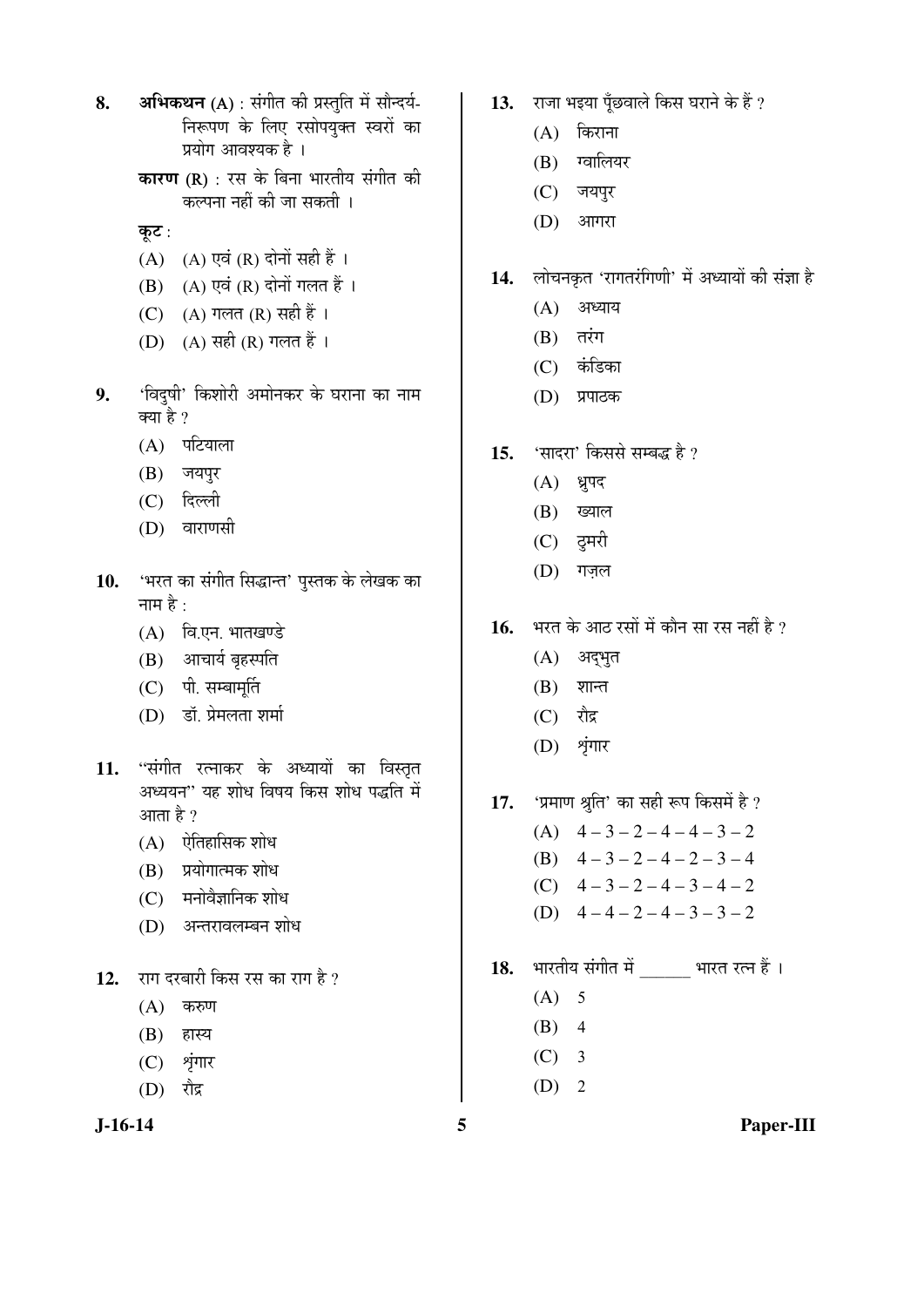8. **अभिकथन (A)** : संगीत की प्रस्तुति में सौन्दर्य-निरूपण के लिए रसोपयुक्त स्वरों का प्रयोग आवश्यक है ।

   **कारण (R)** : रस के बिना भारतीय संगीत की कल्पना नहीं की जा सकती ।

   **कूट** :

   (A) (A) एवं (R) दोनों सही हैं ।
   (B) (A) एवं (R) दोनों गलत हैं ।
   (C) (A) गलत (R) सही हैं ।
   (D) (A) सही (R) गलत हैं ।

9. 'विदुषी' किशोरी अमोनकर के घराना का नाम क्या है ?

   (A) पटियाला
   (B) जयपुर
   (C) दिल्ली
   (D) वाराणसी

10. 'भरत का संगीत सिद्धान्त' पुस्तक के लेखक का नाम है :

    (A) वि.एन. भातखण्डे
    (B) आचार्य बृहस्पति
    (C) पी. सम्बामूर्ति
    (D) डॉ. प्रेमलता शर्मा

11. "संगीत रत्नाकर के अध्यायों का विस्तृत अध्ययन" यह शोध विषय किस शोध पद्धति में आता है ?

    (A) ऐतिहासिक शोध
    (B) प्रयोगात्मक शोध
    (C) मनोवैज्ञानिक शोध
    (D) अन्तरावलम्बन शोध

12. राग दरबारी किस रस का राग है ?

    (A) करुण
    (B) हास्य
    (C) शृंगार
    (D) रौद्र

13. राजा भइया पूँछवाले किस घराने के हैं ?

    (A) किराना
    (B) ग्वालियर
    (C) जयपुर
    (D) आगरा

14. लोचनकृत 'रागतरंगिणी' में अध्यायों की संज्ञा है

    (A) अध्याय
    (B) तरंग
    (C) कंडिका
    (D) प्रपाठक

15. 'सादरा' किससे सम्बद्ध है ?

    (A) ध्रुपद
    (B) ख्याल
    (C) ठुमरी
    (D) गज़ल

16. भरत के आठ रसों में कौन सा रस नहीं है ?

    (A) अद्भुत
    (B) शान्त
    (C) रौद्र
    (D) शृंगार

17. 'प्रमाण श्रुति' का सही रूप किसमें है ?

    (A) 4 – 3 – 2 – 4 – 4 – 3 – 2
    (B) 4 – 3 – 2 – 4 – 2 – 3 – 4
    (C) 4 – 3 – 2 – 4 – 3 – 4 – 2
    (D) 4 – 4 – 2 – 4 – 3 – 3 – 2

18. भारतीय संगीत में ______ भारत रत्न हैं ।

    (A) 5
    (B) 4
    (C) 3
    (D) 2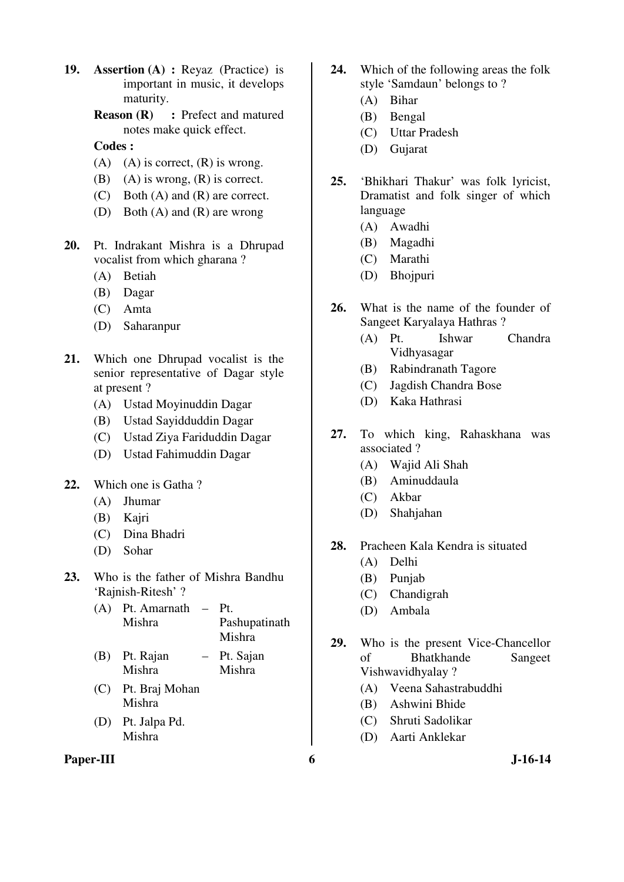19. **Assertion (A) :** Reyaz (Practice) is important in music, it develops maturity.

    **Reason (R) :** Prefect and matured notes make quick effect.

    **Codes :**
    - (A) (A) is correct, (R) is wrong.
    - (B) (A) is wrong, (R) is correct.
    - (C) Both (A) and (R) are correct.
    - (D) Both (A) and (R) are wrong

20. Pt. Indrakant Mishra is a Dhrupad vocalist from which gharana ?
    - (A) Betiah
    - (B) Dagar
    - (C) Amta
    - (D) Saharanpur

21. Which one Dhrupad vocalist is the senior representative of Dagar style at present ?
    - (A) Ustad Moyinuddin Dagar
    - (B) Ustad Sayidduddin Dagar
    - (C) Ustad Ziya Fariduddin Dagar
    - (D) Ustad Fahimuddin Dagar

22. Which one is Gatha ?
    - (A) Jhumar
    - (B) Kajri
    - (C) Dina Bhadri
    - (D) Sohar

23. Who is the father of Mishra Bandhu 'Rajnish-Ritesh' ?
    - (A) Pt. Amarnath Mishra – Pt. Pashupatinath Mishra
    - (B) Pt. Rajan Mishra – Pt. Sajan Mishra
    - (C) Pt. Braj Mohan Mishra
    - (D) Pt. Jalpa Pd. Mishra

24. Which of the following areas the folk style 'Samdaun' belongs to ?
    - (A) Bihar
    - (B) Bengal
    - (C) Uttar Pradesh
    - (D) Gujarat

25. 'Bhikhari Thakur' was folk lyricist, Dramatist and folk singer of which language
    - (A) Awadhi
    - (B) Magadhi
    - (C) Marathi
    - (D) Bhojpuri

26. What is the name of the founder of Sangeet Karyalaya Hathras ?
    - (A) Pt. Ishwar Chandra Vidhyasagar
    - (B) Rabindranath Tagore
    - (C) Jagdish Chandra Bose
    - (D) Kaka Hathrasi

27. To which king, Rahaskhana was associated ?
    - (A) Wajid Ali Shah
    - (B) Aminuddaula
    - (C) Akbar
    - (D) Shahjahan

28. Pracheen Kala Kendra is situated
    - (A) Delhi
    - (B) Punjab
    - (C) Chandigrah
    - (D) Ambala

29. Who is the present Vice-Chancellor of Bhatkhande Sangeet Vishwavidhyalay ?
    - (A) Veena Sahastrabuddhi
    - (B) Ashwini Bhide
    - (C) Shruti Sadolikar
    - (D) Aarti Anklekar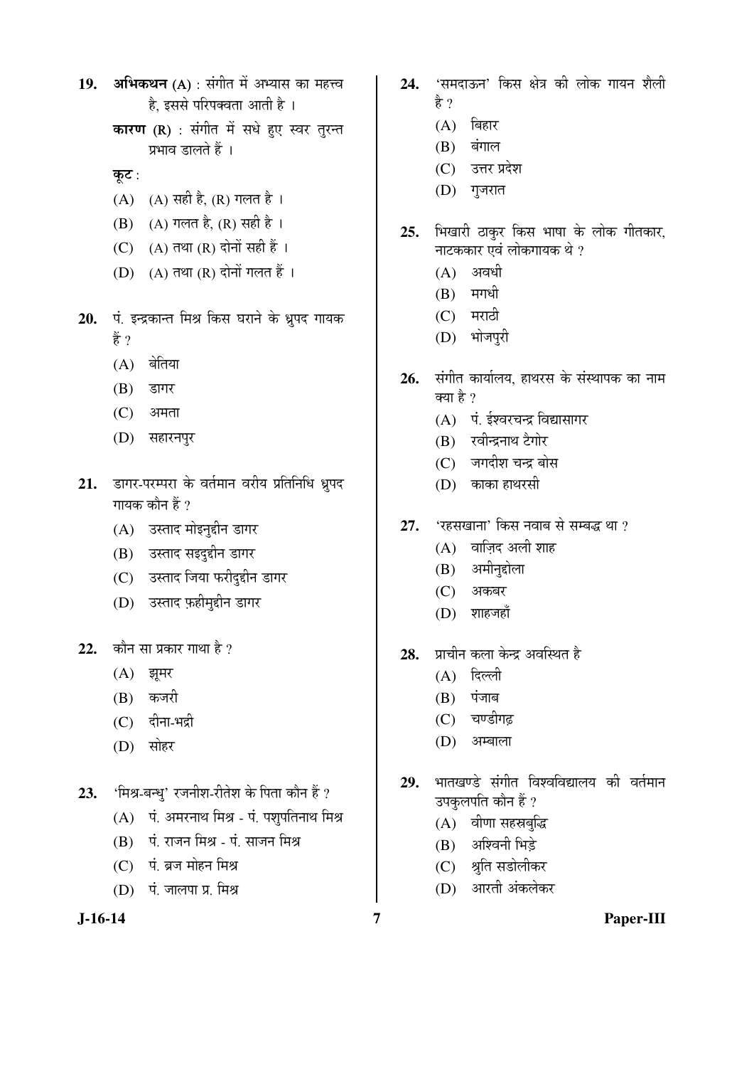**19.** **अभिकथन (A)** : संगीत में अभ्यास का महत्त्व है, इससे परिपक्वता आती है ।

**कारण (R)** : संगीत में सधे हुए स्वर तुरन्त प्रभाव डालते हैं ।

**कूट** :

(A) (A) सही है, (R) गलत है ।

(B) (A) गलत है, (R) सही है ।

(C) (A) तथा (R) दोनों सही हैं ।

(D) (A) तथा (R) दोनों गलत हैं ।

**20.** पं. इन्द्रकान्त मिश्र किस घराने के ध्रुपद गायक हैं ?

(A) बेतिया

(B) डागर

(C) अमता

(D) सहारनपुर

**21.** डागर-परम्परा के वर्तमान वरीय प्रतिनिधि ध्रुपद गायक कौन हैं ?

(A) उस्ताद मोइनुद्दीन डागर

(B) उस्ताद सइदुद्दीन डागर

(C) उस्ताद जिया फरीदुद्दीन डागर

(D) उस्ताद फ़हीमुद्दीन डागर

**22.** कौन सा प्रकार गाथा है ?

(A) झूमर

(B) कजरी

(C) दीना-भद्री

(D) सोहर

**23.** 'मिश्र-बन्धु' रजनीश-रीतेश के पिता कौन हैं ?

(A) पं. अमरनाथ मिश्र - पं. पशुपतिनाथ मिश्र

(B) पं. राजन मिश्र - पं. साजन मिश्र

(C) पं. ब्रज मोहन मिश्र

(D) पं. जालपा प्र. मिश्र

**24.** 'समदाऊन' किस क्षेत्र की लोक गायन शैली है ?

(A) बिहार

(B) बंगाल

(C) उत्तर प्रदेश

(D) गुजरात

**25.** भिखारी ठाकुर किस भाषा के लोक गीतकार, नाटककार एवं लोकगायक थे ?

(A) अवधी

(B) मगधी

(C) मराठी

(D) भोजपुरी

**26.** संगीत कार्यालय, हाथरस के संस्थापक का नाम क्या है ?

(A) पं. ईश्वरचन्द्र विद्यासागर

(B) रवीन्द्रनाथ टैगोर

(C) जगदीश चन्द्र बोस

(D) काका हाथरसी

**27.** 'रहसखाना' किस नवाब से सम्बद्ध था ?

(A) वाज़िद अली शाह

(B) अमीनुद्दोला

(C) अकबर

(D) शाहजहाँ

**28.** प्राचीन कला केन्द्र अवस्थित है

(A) दिल्ली

(B) पंजाब

(C) चण्डीगढ़

(D) अम्बाला

**29.** भातखण्डे संगीत विश्वविद्यालय की वर्तमान उपकुलपति कौन हैं ?

(A) वीणा सहस्रबुद्धि

(B) अश्विनी भिड़े

(C) श्रुति सडोलीकर

(D) आरती अंकलेकर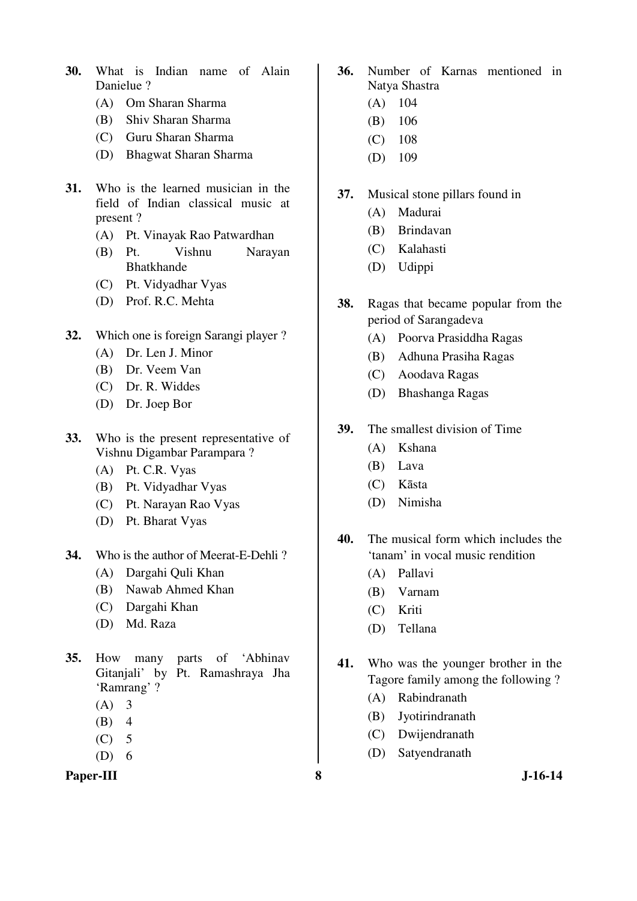**30.** What is Indian name of Alain Danielue ?

(A) Om Sharan Sharma
(B) Shiv Sharan Sharma
(C) Guru Sharan Sharma
(D) Bhagwat Sharan Sharma

**31.** Who is the learned musician in the field of Indian classical music at present ?

(A) Pt. Vinayak Rao Patwardhan
(B) Pt. Vishnu Narayan Bhatkhande
(C) Pt. Vidyadhar Vyas
(D) Prof. R.C. Mehta

**32.** Which one is foreign Sarangi player ?

(A) Dr. Len J. Minor
(B) Dr. Veem Van
(C) Dr. R. Widdes
(D) Dr. Joep Bor

**33.** Who is the present representative of Vishnu Digambar Parampara ?

(A) Pt. C.R. Vyas
(B) Pt. Vidyadhar Vyas
(C) Pt. Narayan Rao Vyas
(D) Pt. Bharat Vyas

**34.** Who is the author of Meerat-E-Dehli ?

(A) Dargahi Quli Khan
(B) Nawab Ahmed Khan
(C) Dargahi Khan
(D) Md. Raza

**35.** How many parts of 'Abhinav Gitanjali' by Pt. Ramashraya Jha 'Ramrang' ?

(A) 3
(B) 4
(C) 5
(D) 6

**36.** Number of Karnas mentioned in Natya Shastra

(A) 104
(B) 106
(C) 108
(D) 109

**37.** Musical stone pillars found in

(A) Madurai
(B) Brindavan
(C) Kalahasti
(D) Udippi

**38.** Ragas that became popular from the period of Sarangadeva

(A) Poorva Prasiddha Ragas
(B) Adhuna Prasiha Ragas
(C) Aoodava Ragas
(D) Bhashanga Ragas

**39.** The smallest division of Time

(A) Kshana
(B) Lava
(C) Kāsta
(D) Nimisha

**40.** The musical form which includes the 'tanam' in vocal music rendition

(A) Pallavi
(B) Varnam
(C) Kriti
(D) Tellana

**41.** Who was the younger brother in the Tagore family among the following ?

(A) Rabindranath
(B) Jyotirindranath
(C) Dwijendranath
(D) Satyendranath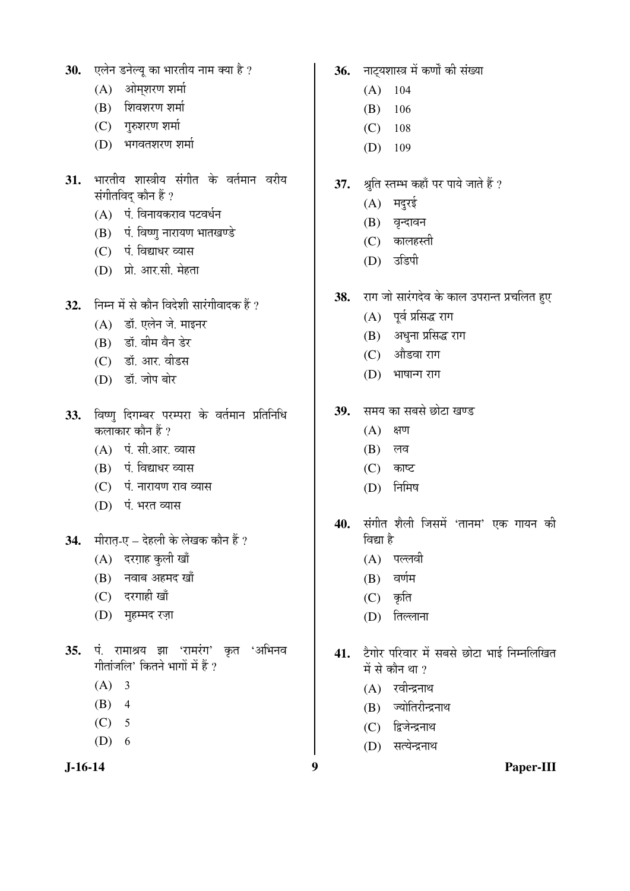**30.** एलेन डनेल्यू का भारतीय नाम क्या है ?

(A) ओम्शरण शर्मा

(B) शिवशरण शर्मा

(C) गुरुशरण शर्मा

(D) भगवतशरण शर्मा

**31.** भारतीय शास्त्रीय संगीत के वर्तमान वरीय संगीतविद् कौन हैं ?

(A) पं. विनायकराव पटवर्धन

(B) पं. विष्णु नारायण भातखण्डे

(C) पं. विद्याधर व्यास

(D) प्रो. आर.सी. मेहता

**32.** निम्न में से कौन विदेशी सारंगीवादक हैं ?

(A) डॉ. एलेन जे. माइनर

(B) डॉ. वीम वैन डेर

(C) डॉ. आर. वीडस

(D) डॉ. जोप बोर

**33.** विष्णु दिगम्बर परम्परा के वर्तमान प्रतिनिधि कलाकार कौन हैं ?

(A) पं. सी.आर. व्यास

(B) पं. विद्याधर व्यास

(C) पं. नारायण राव व्यास

(D) पं. भरत व्यास

**34.** मीरात्-ए – देहली के लेखक कौन हैं ?

(A) दरग़ाह कुली खाँ

(B) नवाब अहमद खाँ

(C) दरगाही खाँ

(D) मुहम्मद रज़ा

**35.** पं. रामाश्रय झा 'रामरंग' कृत 'अभिनव गीतांजलि' कितने भागों में हैं ?

(A) 3

(B) 4

(C) 5

(D) 6

**36.** नाट्यशास्त्र में कर्णों की संख्या

(A) 104

(B) 106

(C) 108

(D) 109

**37.** श्रुति स्तम्भ कहाँ पर पाये जाते हैं ?

(A) मदुरई

(B) वृन्दावन

(C) कालहस्ती

(D) उडिपी

**38.** राग जो सारंगदेव के काल उपरान्त प्रचलित हुए

(A) पूर्व प्रसिद्ध राग

(B) अधुना प्रसिद्ध राग

(C) औडवा राग

(D) भाषान्ग राग

**39.** समय का सबसे छोटा खण्ड

(A) क्षण

(B) लव

(C) काष्ट

(D) निमिष

**40.** संगीत शैली जिसमें 'तानम' एक गायन की विद्या है

(A) पल्लवी

(B) वर्णम

(C) कृति

(D) तिल्लाना

**41.** टैगोर परिवार में सबसे छोटा भाई निम्नलिखित में से कौन था ?

(A) रवीन्द्रनाथ

(B) ज्योतिरीन्द्रनाथ

(C) द्विजेन्द्रनाथ

(D) सत्येन्द्रनाथ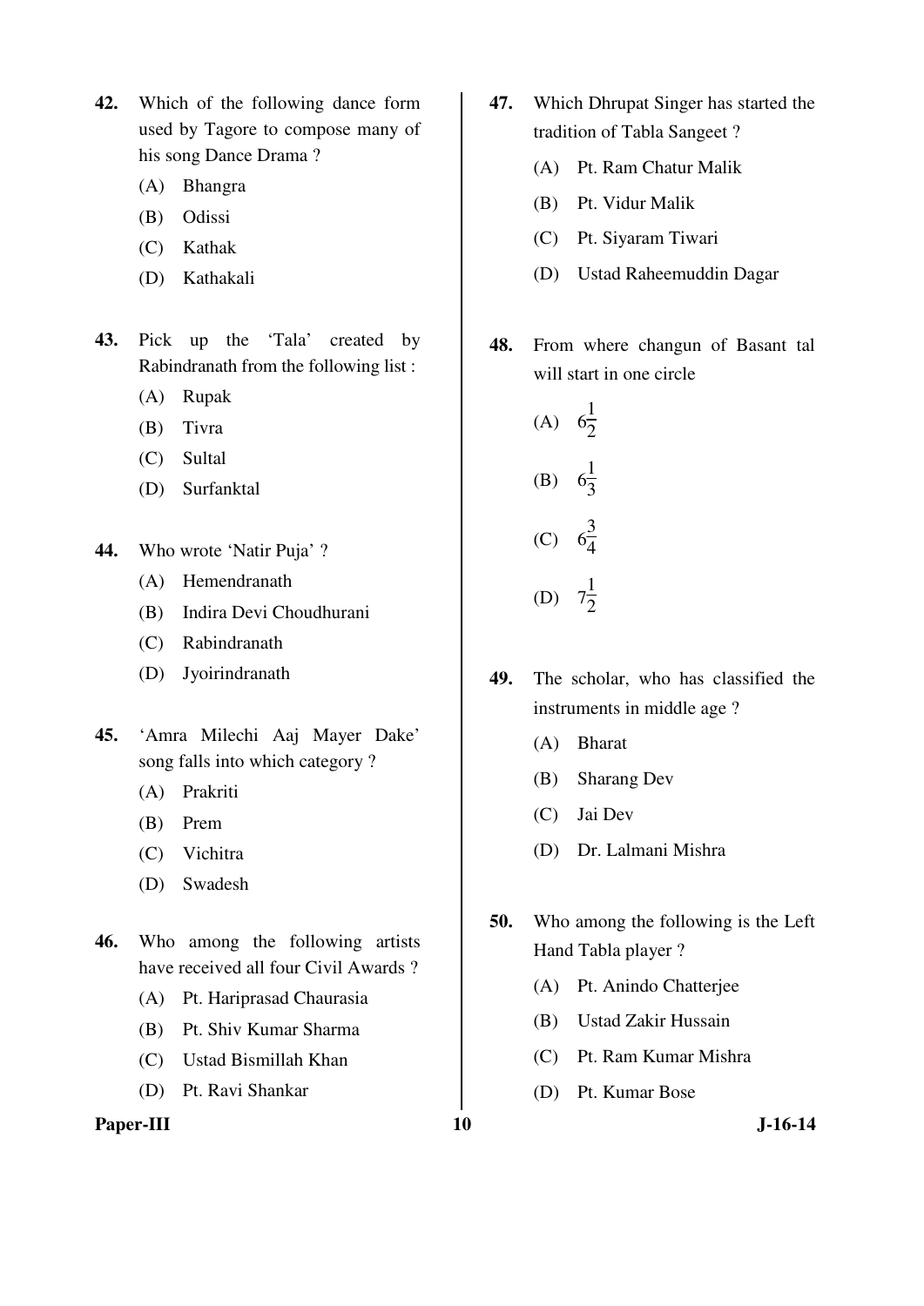42. Which of the following dance form used by Tagore to compose many of his song Dance Drama ?
    (A) Bhangra
    (B) Odissi
    (C) Kathak
    (D) Kathakali

43. Pick up the 'Tala' created by Rabindranath from the following list :
    (A) Rupak
    (B) Tivra
    (C) Sultal
    (D) Surfanktal

44. Who wrote 'Natir Puja' ?
    (A) Hemendranath
    (B) Indira Devi Choudhurani
    (C) Rabindranath
    (D) Jyoirindranath

45. 'Amra Milechi Aaj Mayer Dake' song falls into which category ?
    (A) Prakriti
    (B) Prem
    (C) Vichitra
    (D) Swadesh

46. Who among the following artists have received all four Civil Awards ?
    (A) Pt. Hariprasad Chaurasia
    (B) Pt. Shiv Kumar Sharma
    (C) Ustad Bismillah Khan
    (D) Pt. Ravi Shankar

47. Which Dhrupat Singer has started the tradition of Tabla Sangeet ?
    (A) Pt. Ram Chatur Malik
    (B) Pt. Vidur Malik
    (C) Pt. Siyaram Tiwari
    (D) Ustad Raheemuddin Dagar

48. From where changun of Basant tal will start in one circle
    (A) $6\frac{1}{2}$
    (B) $6\frac{1}{3}$
    (C) $6\frac{3}{4}$
    (D) $7\frac{1}{2}$

49. The scholar, who has classified the instruments in middle age ?
    (A) Bharat
    (B) Sharang Dev
    (C) Jai Dev
    (D) Dr. Lalmani Mishra

50. Who among the following is the Left Hand Tabla player ?
    (A) Pt. Anindo Chatterjee
    (B) Ustad Zakir Hussain
    (C) Pt. Ram Kumar Mishra
    (D) Pt. Kumar Bose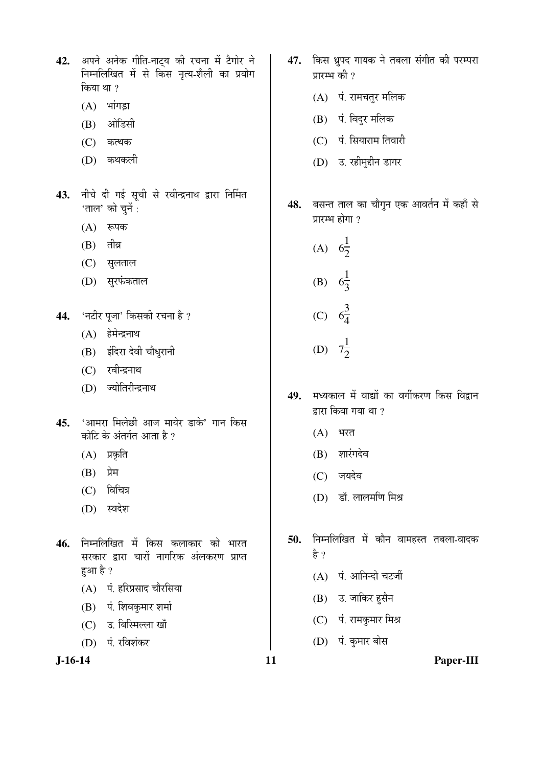42. अपने अनेक गीति-नाट्य की रचना में टैगोर ने निम्नलिखित में से किस नृत्य-शैली का प्रयोग किया था ?

(A) भांगड़ा

(B) ओडिसी

(C) कत्थक

(D) कथकली

43. नीचे दी गई सूची से रवीन्द्रनाथ द्वारा निर्मित 'ताल' को चुनें :

(A) रूपक

(B) तीव्र

(C) सुलताल

(D) सुरफंकताल

44. 'नटीर पूजा' किसकी रचना है ?

(A) हेमेन्द्रनाथ

(B) इंदिरा देवी चौधुरानी

(C) रवीन्द्रनाथ

(D) ज्योतिरीन्द्रनाथ

45. 'आमरा मिलेछी आज मायेर डाके' गान किस कोटि के अंतर्गत आता है ?

(A) प्रकृति

(B) प्रेम

(C) विचित्र

(D) स्वदेश

46. निम्नलिखित में किस कलाकार को भारत सरकार द्वारा चारों नागरिक अंलकरण प्राप्त हुआ है ?

(A) पं. हरिप्रसाद चौरसिया

(B) पं. शिवकुमार शर्मा

(C) उ. बिस्मिल्ला खाँ

(D) पं. रविशंकर

47. किस ध्रुपद गायक ने तबला संगीत की परम्परा प्रारम्भ की ?

(A) पं. रामचतुर मलिक

(B) पं. विदुर मलिक

(C) पं. सियाराम तिवारी

(D) उ. रहीमुद्दीन डागर

48. बसन्त ताल का चौगुन एक आवर्तन में कहाँ से प्रारम्भ होगा ?

(A) $6\frac{1}{2}$

(B) $6\frac{1}{3}$

(C) $6\frac{3}{4}$

(D) $7\frac{1}{2}$

49. मध्यकाल में वाद्यों का वर्गीकरण किस विद्वान द्वारा किया गया था ?

(A) भरत

(B) शारंगदेव

(C) जयदेव

(D) डॉ. लालमणि मिश्र

50. निम्नलिखित में कौन वामहस्त तबला-वादक है ?

(A) पं. आनिन्दो चटर्जी

(B) उ. जाकिर हुसैन

(C) पं. रामकुमार मिश्र

(D) पं. कुमार बोस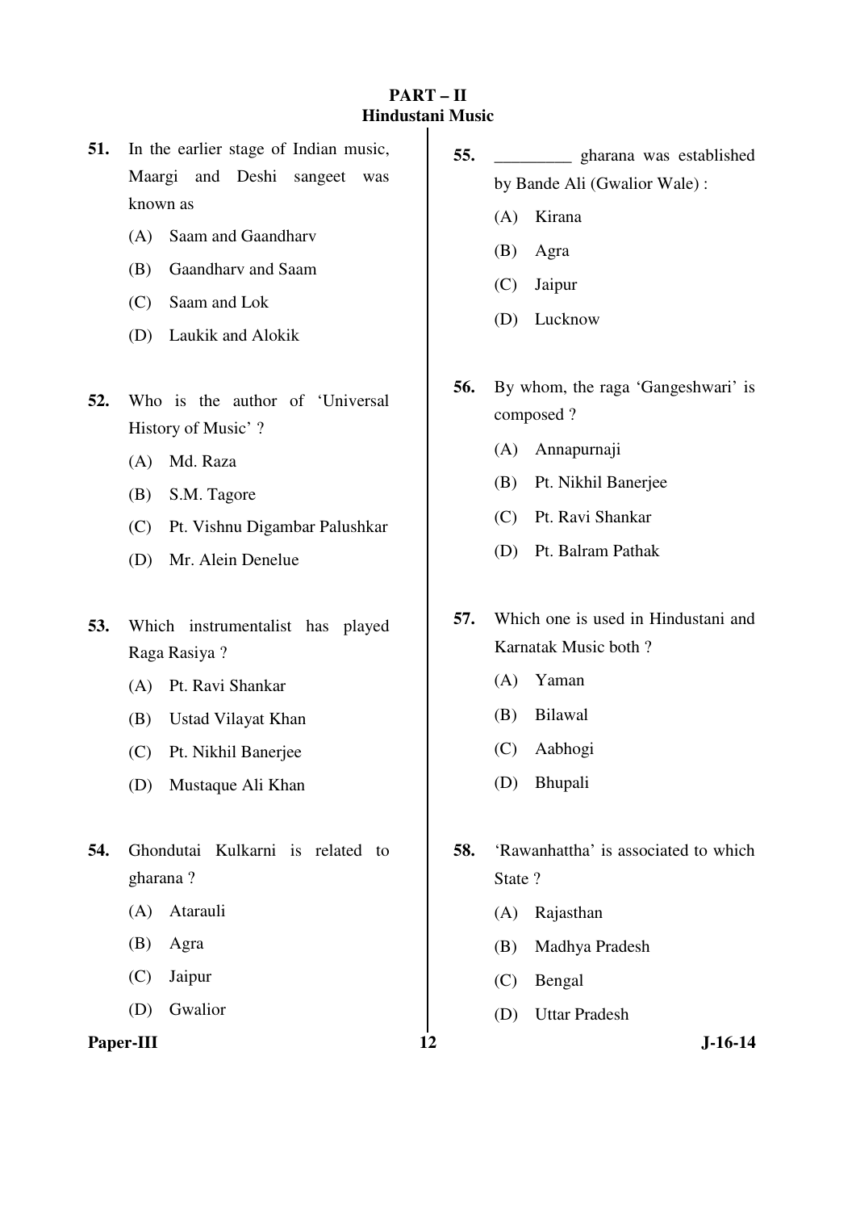# PART – II
## Hindustani Music

51. In the earlier stage of Indian music, Maargi and Deshi sangeet was known as
    - (A) Saam and Gaandharv
    - (B) Gaandharv and Saam
    - (C) Saam and Lok
    - (D) Laukik and Alokik

52. Who is the author of 'Universal History of Music' ?
    - (A) Md. Raza
    - (B) S.M. Tagore
    - (C) Pt. Vishnu Digambar Palushkar
    - (D) Mr. Alein Denelue

53. Which instrumentalist has played Raga Rasiya ?
    - (A) Pt. Ravi Shankar
    - (B) Ustad Vilayat Khan
    - (C) Pt. Nikhil Banerjee
    - (D) Mustaque Ali Khan

54. Ghondutai Kulkarni is related to gharana ?
    - (A) Atarauli
    - (B) Agra
    - (C) Jaipur
    - (D) Gwalior

55. _________ gharana was established by Bande Ali (Gwalior Wale) :
    - (A) Kirana
    - (B) Agra
    - (C) Jaipur
    - (D) Lucknow

56. By whom, the raga 'Gangeshwari' is composed ?
    - (A) Annapurnaji
    - (B) Pt. Nikhil Banerjee
    - (C) Pt. Ravi Shankar
    - (D) Pt. Balram Pathak

57. Which one is used in Hindustani and Karnatak Music both ?
    - (A) Yaman
    - (B) Bilawal
    - (C) Aabhogi
    - (D) Bhupali

58. 'Rawanhattha' is associated to which State ?
    - (A) Rajasthan
    - (B) Madhya Pradesh
    - (C) Bengal
    - (D) Uttar Pradesh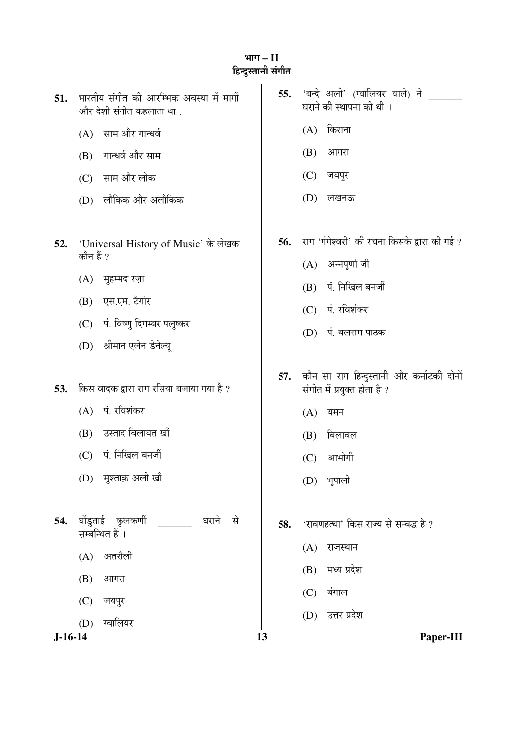# भाग – II
## हिन्दुस्तानी संगीत

**51.** भारतीय संगीत की आरम्भिक अवस्था में मार्गी और देशी संगीत कहलाता था :

(A) साम और गान्धर्व

(B) गान्धर्व और साम

(C) साम और लोक

(D) लौकिक और अलौकिक

**52.** 'Universal History of Music' के लेखक कौन हैं ?

(A) मुहम्मद रज़ा

(B) एस.एम. टैगोर

(C) पं. विष्णु दिगम्बर पलुष्कर

(D) श्रीमान एलेन डेनेल्यू

**53.** किस वादक द्वारा राग रसिया बजाया गया है ?

(A) पं. रविशंकर

(B) उस्ताद विलायत खाँ

(C) पं. निखिल बनर्जी

(D) मुश्ताक़ अली खाँ

**54.** घोंडुताई कुलकर्णी _______ घराने से सम्बन्धित हैं ।

(A) अतरौली

(B) आगरा

(C) जयपुर

(D) ग्वालियर

**55.** 'बन्दे अली' (ग्वालियर वाले) ने _______ घराने की स्थापना की थी ।

(A) किराना

(B) आगरा

(C) जयपुर

(D) लखनऊ

**56.** राग 'गंगेश्वरी' की रचना किसके द्वारा की गई ?

(A) अन्नपूर्णा जी

(B) पं. निखिल बनर्जी

(C) पं. रविशंकर

(D) पं. बलराम पाठक

**57.** कौन सा राग हिन्दुस्तानी और कर्नाटकी दोनों संगीत में प्रयुक्त होता है ?

(A) यमन

(B) बिलावल

(C) आभोगी

(D) भूपाली

**58.** 'रावणहत्था' किस राज्य से सम्बद्ध है ?

(A) राजस्थान

(B) मध्य प्रदेश

(C) बंगाल

(D) उत्तर प्रदेश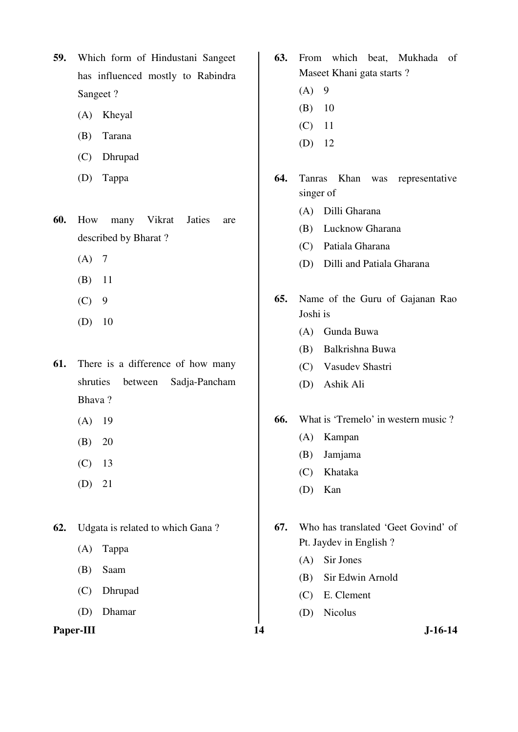59. Which form of Hindustani Sangeet has influenced mostly to Rabindra Sangeet ?

(A) Kheyal

(B) Tarana

(C) Dhrupad

(D) Tappa

60. How many Vikrat Jaties are described by Bharat ?

(A) 7

(B) 11

(C) 9

(D) 10

61. There is a difference of how many shruties between Sadja-Pancham Bhava ?

(A) 19

(B) 20

(C) 13

(D) 21

62. Udgata is related to which Gana ?

(A) Tappa

(B) Saam

(C) Dhrupad

(D) Dhamar

63. From which beat, Mukhada of Maseet Khani gata starts ?

(A) 9

(B) 10

(C) 11

(D) 12

64. Tanras Khan was representative singer of

(A) Dilli Gharana

(B) Lucknow Gharana

(C) Patiala Gharana

(D) Dilli and Patiala Gharana

65. Name of the Guru of Gajanan Rao Joshi is

(A) Gunda Buwa

(B) Balkrishna Buwa

(C) Vasudev Shastri

(D) Ashik Ali

66. What is 'Tremelo' in western music ?

(A) Kampan

(B) Jamjama

(C) Khataka

(D) Kan

67. Who has translated 'Geet Govind' of Pt. Jaydev in English ?

(A) Sir Jones

(B) Sir Edwin Arnold

(C) E. Clement

(D) Nicolus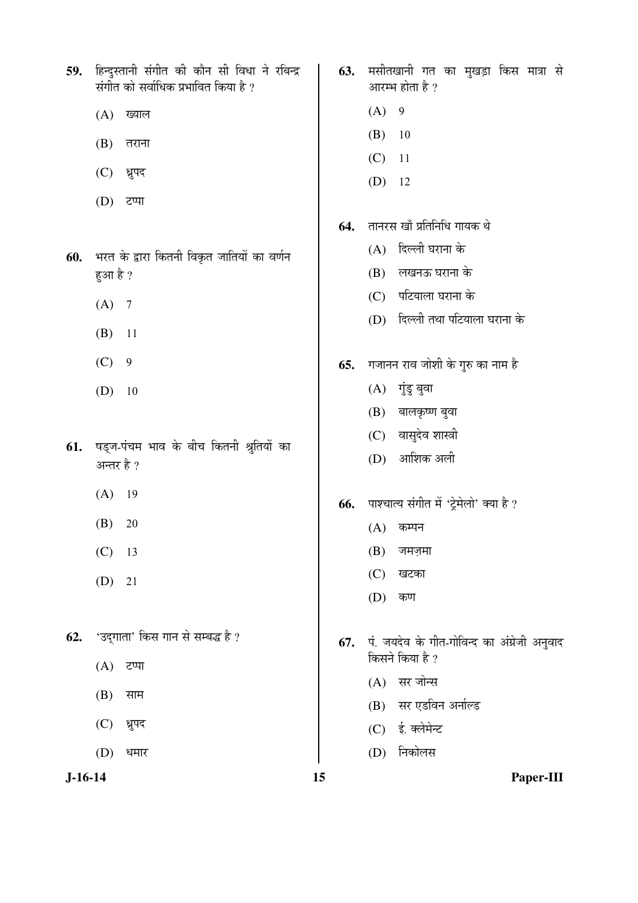59. हिन्दुस्तानी संगीत की कौन सी विधा ने रबिन्द्र संगीत को सर्वाधिक प्रभावित किया है ?

(A) ख्याल

(B) तराना

(C) ध्रुपद

(D) टप्पा

60. भरत के द्वारा कितनी विकृत जातियों का वर्णन हुआ है ?

(A) 7

(B) 11

(C) 9

(D) 10

61. षड्ज-पंचम भाव के बीच कितनी श्रुतियों का अन्तर है ?

(A) 19

(B) 20

(C) 13

(D) 21

62. 'उद्गाता' किस गान से सम्बद्ध है ?

(A) टप्पा

(B) साम

(C) ध्रुपद

(D) धमार

63. मसीतखानी गत का मुखड़ा किस मात्रा से आरम्भ होता है ?

(A) 9

(B) 10

(C) 11

(D) 12

64. तानरस खाँ प्रतिनिधि गायक थे

(A) दिल्ली घराना के

(B) लखनऊ घराना के

(C) पटियाला घराना के

(D) दिल्ली तथा पटियाला घराना के

65. गजानन राव जोशी के गुरु का नाम है

(A) गुंडु बुवा

(B) बालकृष्ण बुवा

(C) वासुदेव शास्त्री

(D) आशिक अली

66. पाश्चात्य संगीत में 'ट्रेमेलो' क्या है ?

(A) कम्पन

(B) जमज़मा

(C) खटका

(D) कण

67. पं. जयदेव के गीत-गोविन्द का अंग्रेजी अनुवाद किसने किया है ?

(A) सर जोन्स

(B) सर एडविन अर्नाल्ड

(C) ई. क्लेमेन्ट

(D) निकोलस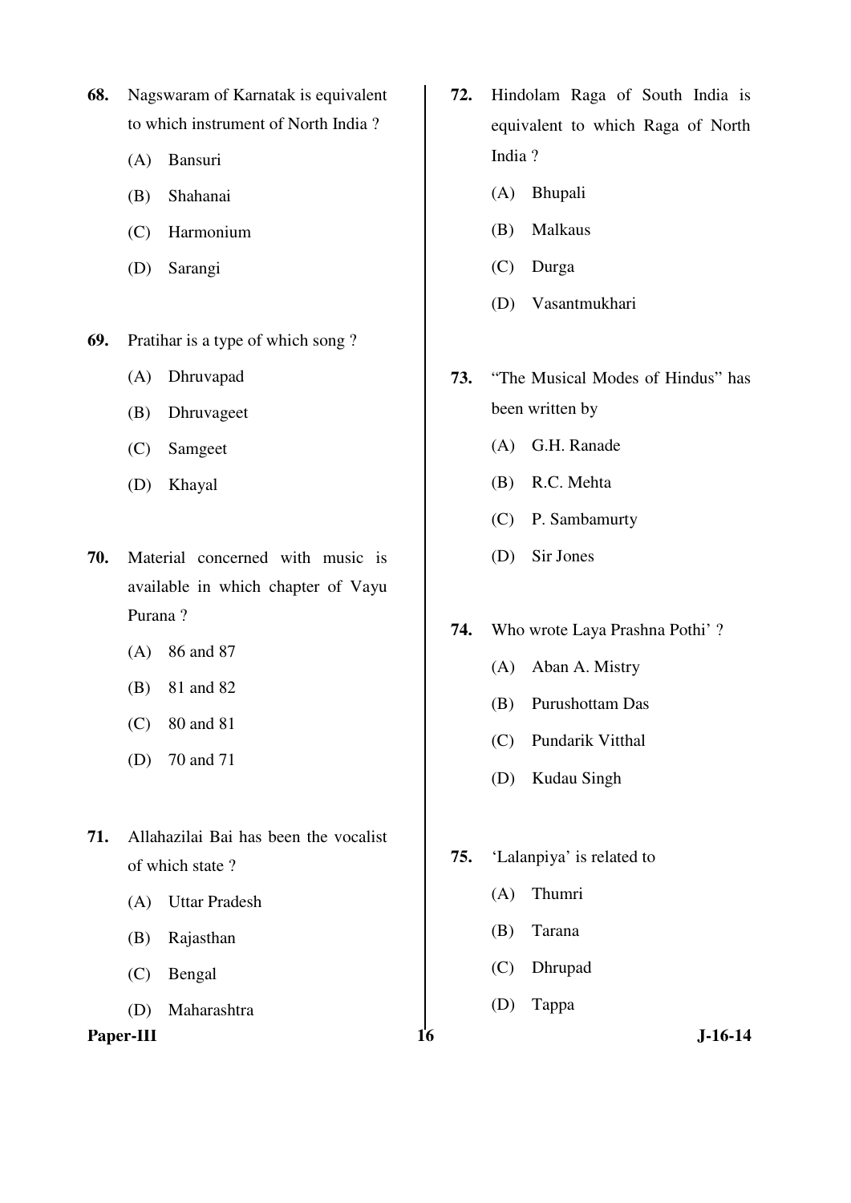68. Nagswaram of Karnatak is equivalent to which instrument of North India ?

(A) Bansuri

(B) Shahanai

(C) Harmonium

(D) Sarangi

69. Pratihar is a type of which song ?

(A) Dhruvapad

(B) Dhruvageet

(C) Samgeet

(D) Khayal

70. Material concerned with music is available in which chapter of Vayu Purana ?

(A) 86 and 87

(B) 81 and 82

(C) 80 and 81

(D) 70 and 71

71. Allahazilai Bai has been the vocalist of which state ?

(A) Uttar Pradesh

(B) Rajasthan

(C) Bengal

(D) Maharashtra

72. Hindolam Raga of South India is equivalent to which Raga of North India ?

(A) Bhupali

(B) Malkaus

(C) Durga

(D) Vasantmukhari

73. "The Musical Modes of Hindus" has been written by

(A) G.H. Ranade

(B) R.C. Mehta

(C) P. Sambamurty

(D) Sir Jones

74. Who wrote Laya Prashna Pothi' ?

(A) Aban A. Mistry

(B) Purushottam Das

(C) Pundarik Vitthal

(D) Kudau Singh

75. 'Lalanpiya' is related to

(A) Thumri

(B) Tarana

(C) Dhrupad

(D) Tappa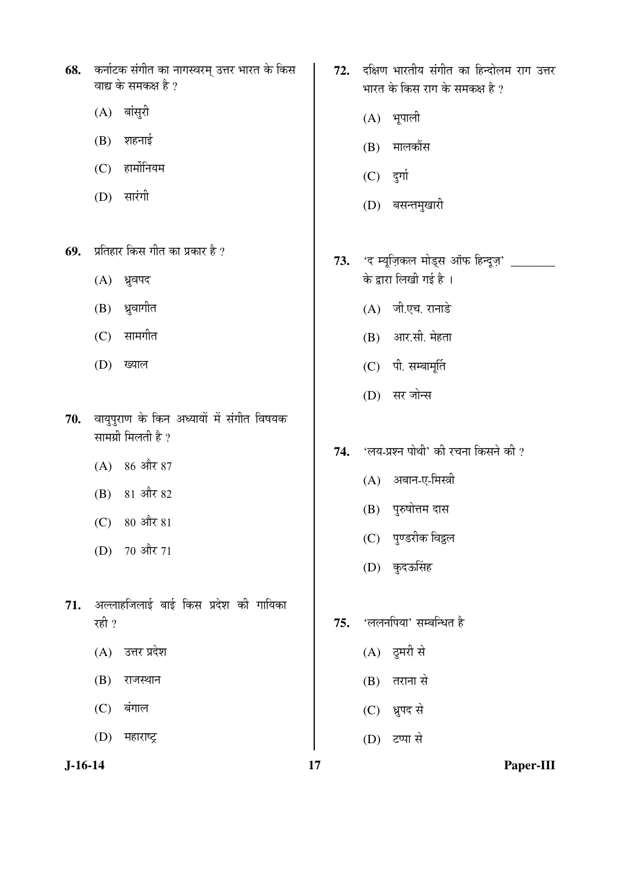68. कर्नाटक संगीत का नागस्वरम् उत्तर भारत के किस वाद्य के समकक्ष है ?

(A) बांसुरी

(B) शहनाई

(C) हार्मोनियम

(D) सारंगी

69. प्रतिहार किस गीत का प्रकार है ?

(A) ध्रुवपद

(B) ध्रुवागीत

(C) सामगीत

(D) ख्याल

70. वायुपुराण के किन अध्यायों में संगीत विषयक सामग्री मिलती है ?

(A) 86 और 87

(B) 81 और 82

(C) 80 और 81

(D) 70 और 71

71. अल्लाहजिलाई बाई किस प्रदेश की गायिका रही ?

(A) उत्तर प्रदेश

(B) राजस्थान

(C) बंगाल

(D) महाराष्ट्र

72. दक्षिण भारतीय संगीत का हिन्दोलम राग उत्तर भारत के किस राग के समकक्ष है ?

(A) भूपाली

(B) मालकौंस

(C) दुर्गा

(D) बसन्तमुखारी

73. 'द म्यूज़िकल मोड्स ऑफ हिन्दूज़' ________ के द्वारा लिखी गई है ।

(A) जी.एच. रानाडे

(B) आर.सी. मेहता

(C) पी. सम्बामूर्ति

(D) सर जोन्स

74. 'लय-प्रश्न पोथी' की रचना किसने की ?

(A) अबान-ए-मिस्त्री

(B) पुरुषोत्तम दास

(C) पुण्डरीक विट्ठल

(D) कुदऊसिंह

75. 'ललनपिया' सम्बन्धित है

(A) ठुमरी से

(B) तराना से

(C) ध्रुपद से

(D) टप्पा से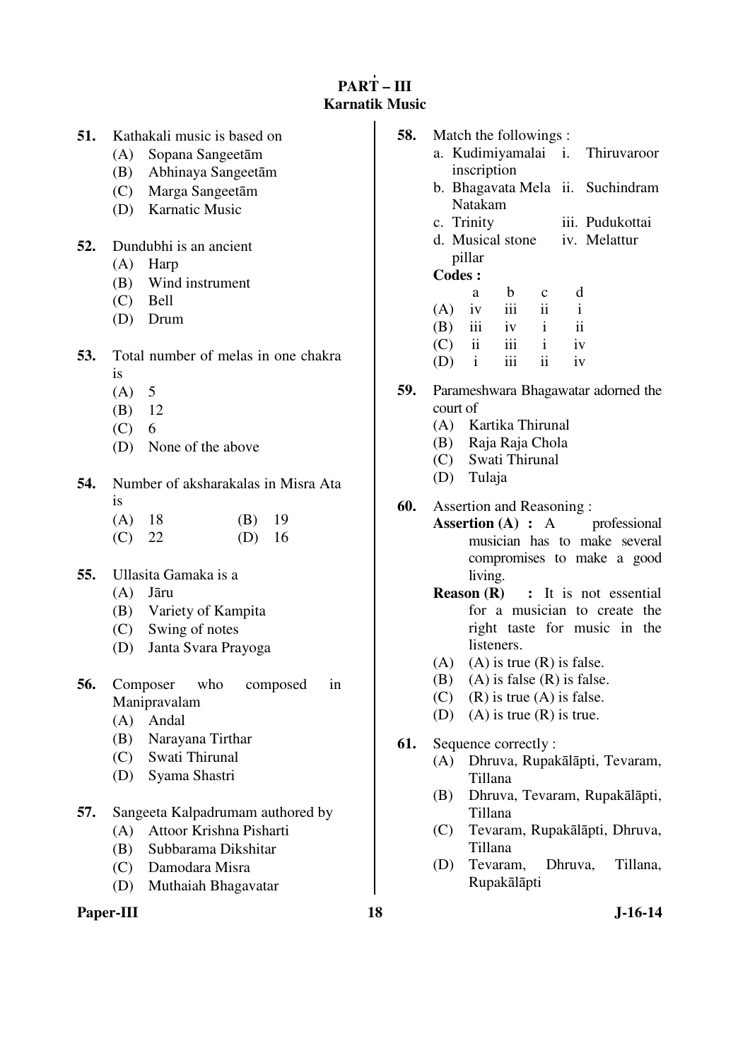## PART – III
### Karnatik Music

**51.** Kathakali music is based on
- (A) Sopana Sangeetām
- (B) Abhinaya Sangeetām
- (C) Marga Sangeetām
- (D) Karnatic Music

**52.** Dundubhi is an ancient
- (A) Harp
- (B) Wind instrument
- (C) Bell
- (D) Drum

**53.** Total number of melas in one chakra is
- (A) 5
- (B) 12
- (C) 6
- (D) None of the above

**54.** Number of aksharakalas in Misra Ata is
- (A) 18
- (B) 19
- (C) 22
- (D) 16

**55.** Ullasita Gamaka is a
- (A) Jāru
- (B) Variety of Kampita
- (C) Swing of notes
- (D) Janta Svara Prayoga

**56.** Composer who composed in Manipravalam
- (A) Andal
- (B) Narayana Tirthar
- (C) Swati Thirunal
- (D) Syama Shastri

**57.** Sangeeta Kalpadrumam authored by
- (A) Attoor Krishna Pisharti
- (B) Subbarama Dikshitar
- (C) Damodara Misra
- (D) Muthaiah Bhagavatar

**58.** Match the followings :

| | | | |
|---|---|---|---|
| a. | Kudimiyamalai inscription | i. | Thiruvaroor |
| b. | Bhagavata Mela Natakam | ii. | Suchindram |
| c. | Trinity | iii. | Pudukottai |
| d. | Musical stone pillar | iv. | Melattur |

**Codes :**

| | a | b | c | d |
|---|---|---|---|---|
| (A) | iv | iii | ii | i |
| (B) | iii | iv | i | ii |
| (C) | ii | iii | i | iv |
| (D) | i | iii | ii | iv |

**59.** Parameshwara Bhagawatar adorned the court of
- (A) Kartika Thirunal
- (B) Raja Raja Chola
- (C) Swati Thirunal
- (D) Tulaja

**60.** Assertion and Reasoning :

**Assertion (A) :** A professional musician has to make several compromises to make a good living.

**Reason (R) :** It is not essential for a musician to create the right taste for music in the listeners.

- (A) (A) is true (R) is false.
- (B) (A) is false (R) is false.
- (C) (R) is true (A) is false.
- (D) (A) is true (R) is true.

**61.** Sequence correctly :
- (A) Dhruva, Rupakālāpti, Tevaram, Tillana
- (B) Dhruva, Tevaram, Rupakālāpti, Tillana
- (C) Tevaram, Rupakālāpti, Dhruva, Tillana
- (D) Tevaram, Dhruva, Tillana, Rupakālāpti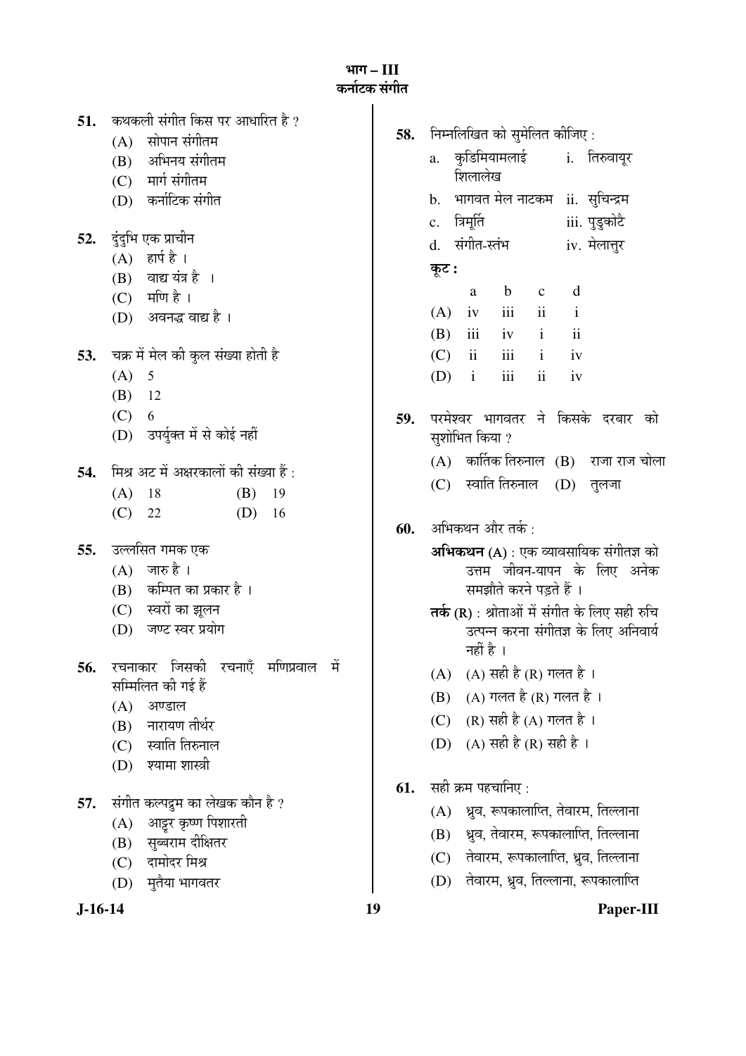## भाग – III
## कर्नाटक संगीत

**51.** कथकली संगीत किस पर आधारित है ?

(A) सोपान संगीतम

(B) अभिनय संगीतम

(C) मार्ग संगीतम

(D) कर्नाटिक संगीत

**52.** दुंदुभि एक प्राचीन

(A) हार्प है ।

(B) वाद्य यंत्र है ।

(C) मणि है ।

(D) अवनद्ध वाद्य है ।

**53.** चक्र में मेल की कुल संख्या होती है

(A) 5

(B) 12

(C) 6

(D) उपर्युक्त में से कोई नहीं

**54.** मिश्र अट में अक्षरकालों की संख्या हैं :

(A) 18 (B) 19

(C) 22 (D) 16

**55.** उल्लसित गमक एक

(A) जारु है ।

(B) कम्पित का प्रकार है ।

(C) स्वरों का झूलन

(D) जण्ट स्वर प्रयोग

**56.** रचनाकार जिसकी रचनाएँ मणिप्रवाल में सम्मिलित की गई हैं

(A) अण्डाल

(B) नारायण तीर्थर

(C) स्वाति तिरुनाल

(D) श्यामा शास्त्री

**57.** संगीत कल्पद्रुम का लेखक कौन है ?

(A) आट्टूर कृष्ण पिशारती

(B) सुब्बराम दीक्षितर

(C) दामोदर मिश्र

(D) मुतैया भागवतर

**58.** निम्नलिखित को सुमेलित कीजिए :

a. कुडिमियामलाई शिलालेख — i. तिरुवायूर

b. भागवत मेल नाटकम — ii. सुचिन्द्रम

c. त्रिमूर्ति — iii. पुडुकोटै

d. संगीत-स्तंभ — iv. मेलात्तुर

**कूट :**

| | a | b | c | d |
|---|---|---|---|---|
| (A) | iv | iii | ii | i |
| (B) | iii | iv | i | ii |
| (C) | ii | iii | i | iv |
| (D) | i | iii | ii | iv |

**59.** परमेश्वर भागवतर ने किसके दरबार को सुशोभित किया ?

(A) कार्तिक तिरुनाल (B) राजा राज चोला

(C) स्वाति तिरुनाल (D) तुलजा

**60.** अभिकथन और तर्क :

**अभिकथन (A)** : एक व्यावसायिक संगीतज्ञ को उत्तम जीवन-यापन के लिए अनेक समझौते करने पड़ते हैं ।

**तर्क (R)** : श्रोताओं में संगीत के लिए सही रुचि उत्पन्न करना संगीतज्ञ के लिए अनिवार्य नहीं है ।

(A) (A) सही है (R) गलत है ।

(B) (A) गलत है (R) गलत है ।

(C) (R) सही है (A) गलत है ।

(D) (A) सही है (R) सही है ।

**61.** सही क्रम पहचानिए :

(A) ध्रुव, रूपकालाप्ति, तेवारम, तिल्लाना

(B) ध्रुव, तेवारम, रूपकालाप्ति, तिल्लाना

(C) तेवारम, रूपकालाप्ति, ध्रुव, तिल्लाना

(D) तेवारम, ध्रुव, तिल्लाना, रूपकालाप्ति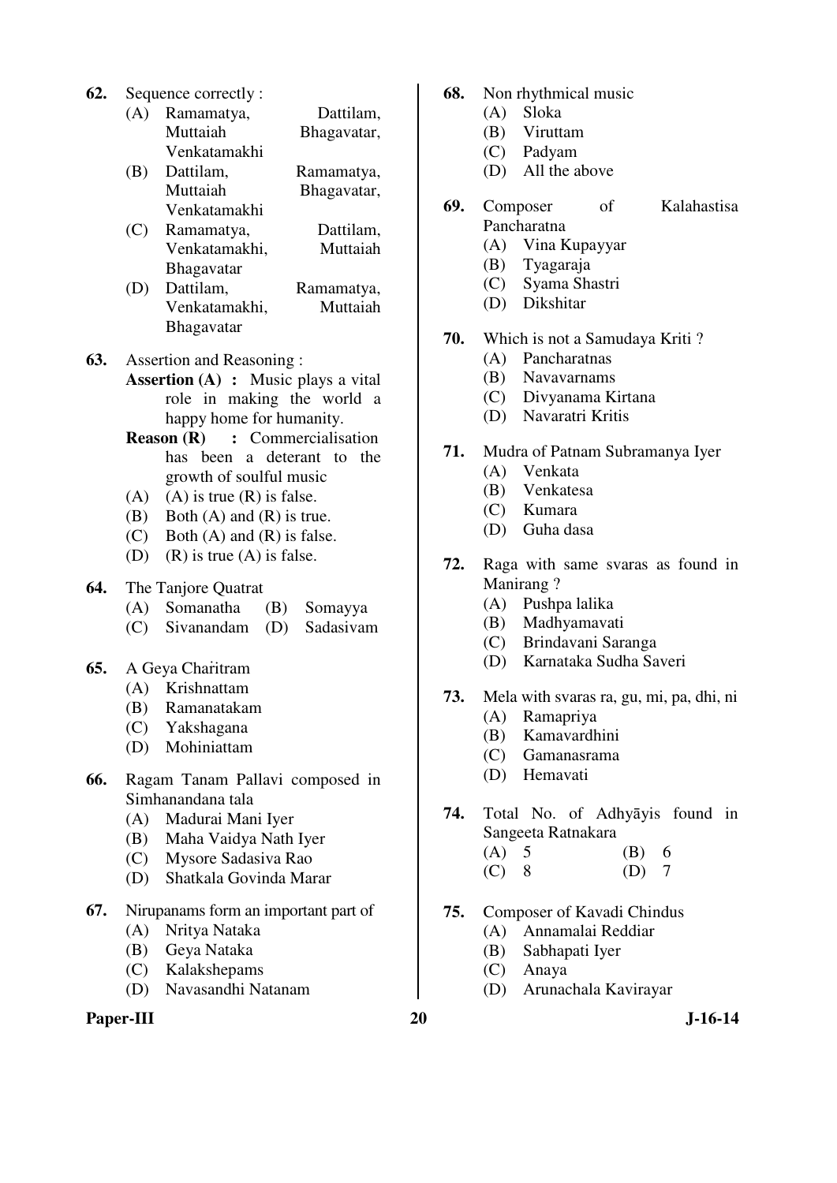62. Sequence correctly :
   (A) Ramamatya, Dattilam, Muttaiah Bhagavatar, Venkatamakhi
   (B) Dattilam, Ramamatya, Muttaiah Bhagavatar, Venkatamakhi
   (C) Ramamatya, Dattilam, Venkatamakhi, Muttaiah Bhagavatar
   (D) Dattilam, Ramamatya, Venkatamakhi, Muttaiah Bhagavatar

63. Assertion and Reasoning :
   **Assertion (A) :** Music plays a vital role in making the world a happy home for humanity.
   **Reason (R) :** Commercialisation has been a deterant to the growth of soulful music
   (A) (A) is true (R) is false.
   (B) Both (A) and (R) is true.
   (C) Both (A) and (R) is false.
   (D) (R) is true (A) is false.

64. The Tanjore Quatrat
   (A) Somanatha (B) Somayya
   (C) Sivanandam (D) Sadasivam

65. A Geya Charitram
   (A) Krishnattam
   (B) Ramanatakam
   (C) Yakshagana
   (D) Mohiniattam

66. Ragam Tanam Pallavi composed in Simhanandana tala
   (A) Madurai Mani Iyer
   (B) Maha Vaidya Nath Iyer
   (C) Mysore Sadasiva Rao
   (D) Shatkala Govinda Marar

67. Nirupanams form an important part of
   (A) Nritya Nataka
   (B) Geya Nataka
   (C) Kalakshepams
   (D) Navasandhi Natanam

68. Non rhythmical music
   (A) Sloka
   (B) Viruttam
   (C) Padyam
   (D) All the above

69. Composer of Kalahastisa Pancharatna
   (A) Vina Kupayyar
   (B) Tyagaraja
   (C) Syama Shastri
   (D) Dikshitar

70. Which is not a Samudaya Kriti ?
   (A) Pancharatnas
   (B) Navavarnams
   (C) Divyanama Kirtana
   (D) Navaratri Kritis

71. Mudra of Patnam Subramanya Iyer
   (A) Venkata
   (B) Venkatesa
   (C) Kumara
   (D) Guha dasa

72. Raga with same svaras as found in Manirang ?
   (A) Pushpa lalika
   (B) Madhyamavati
   (C) Brindavani Saranga
   (D) Karnataka Sudha Saveri

73. Mela with svaras ra, gu, mi, pa, dhi, ni
   (A) Ramapriya
   (B) Kamavardhini
   (C) Gamanasrama
   (D) Hemavati

74. Total No. of Adhyāyis found in Sangeeta Ratnakara
   (A) 5 (B) 6
   (C) 8 (D) 7

75. Composer of Kavadi Chindus
   (A) Annamalai Reddiar
   (B) Sabhapati Iyer
   (C) Anaya
   (D) Arunachala Kavirayar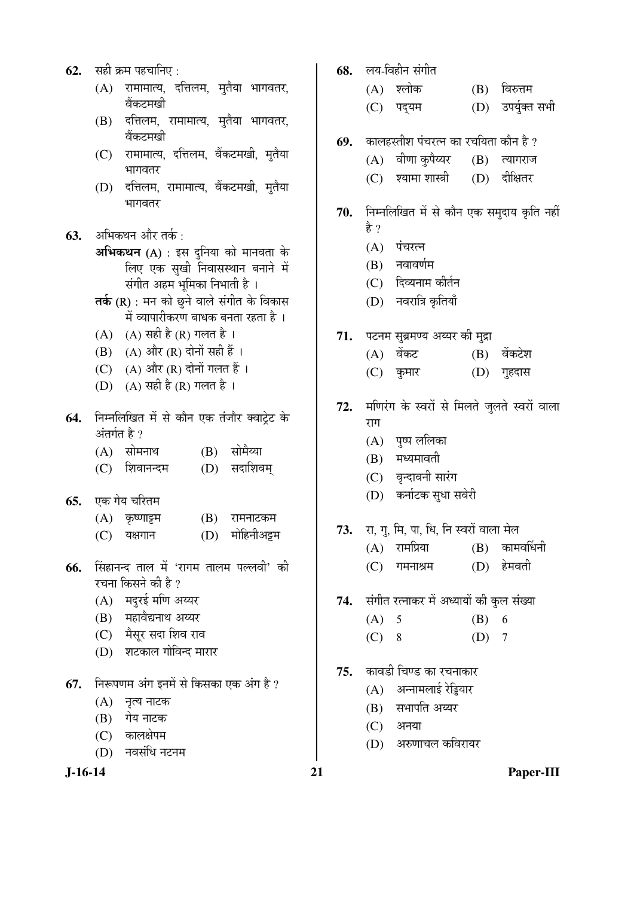62. सही क्रम पहचानिए :
   (A) रामामात्य, दत्तिलम, मुत्तैया भागवतर, वेंकटमखी
   (B) दत्तिलम, रामामात्य, मुत्तैया भागवतर, वेंकटमखी
   (C) रामामात्य, दत्तिलम, वेंकटमखी, मुत्तैया भागवतर
   (D) दत्तिलम, रामामात्य, वेंकटमखी, मुत्तैया भागवतर

63. अभिकथन और तर्क :
   **अभिकथन (A)** : इस दुनिया को मानवता के लिए एक सुखी निवासस्थान बनाने में संगीत अहम भूमिका निभाती है ।
   **तर्क (R)** : मन को छुने वाले संगीत के विकास में व्यापारीकरण बाधक बनता रहता है ।
   (A) (A) सही है (R) गलत है ।
   (B) (A) और (R) दोनों सही हैं ।
   (C) (A) और (R) दोनों गलत हैं ।
   (D) (A) सही है (R) गलत है ।

64. निम्नलिखित में से कौन एक तंजौर क्वाट्रेट के अंतर्गत है ?
   (A) सोमनाथ
   (B) सोमैय्या
   (C) शिवानन्दम
   (D) सदाशिवम्

65. एक गेय चरितम
   (A) कृष्णाट्टम
   (B) रामनाटकम
   (C) यक्षगान
   (D) मोहिनीअट्टम

66. सिंहानन्द ताल में 'रागम तालम पल्लवी' की रचना किसने की है ?
   (A) मदुरई मणि अय्यर
   (B) महावैद्यनाथ अय्यर
   (C) मैसूर सदा शिव राव
   (D) शटकाल गोविन्द मारार

67. निरूपणम अंग इनमें से किसका एक अंग है ?
   (A) नृत्य नाटक
   (B) गेय नाटक
   (C) कालक्षेपम
   (D) नवसंधि नटनम

68. लय-विहीन संगीत
   (A) श्लोक
   (B) विरुत्तम
   (C) पद्यम
   (D) उपर्युक्त सभी

69. कालहस्तीश पंचरत्न का रचयिता कौन है ?
   (A) वीणा कुपैय्यर
   (B) त्यागराज
   (C) श्यामा शास्त्री
   (D) दीक्षितर

70. निम्नलिखित में से कौन एक समुदाय कृति नहीं है ?
   (A) पंचरत्न
   (B) नवावर्णम
   (C) दिव्यनाम कीर्तन
   (D) नवरात्रि कृतियाँ

71. पटनम सुब्रमण्य अय्यर की मुद्रा
   (A) वेंकट
   (B) वेंकटेश
   (C) कुमार
   (D) गुहदास

72. मणिरंग के स्वरों से मिलते जुलते स्वरों वाला राग
   (A) पुष्प ललिका
   (B) मध्यमावती
   (C) वृन्दावनी सारंग
   (D) कर्नाटक सुधा सवेरी

73. रा, गु, मि, पा, धि, नि स्वरों वाला मेल
   (A) रामप्रिया
   (B) कामवर्धिनी
   (C) गमनाश्रम
   (D) हेमवती

74. संगीत रत्नाकर में अध्यायों की कुल संख्या
   (A) 5
   (B) 6
   (C) 8
   (D) 7

75. कावडी चिण्ड का रचनाकार
   (A) अन्नामलाई रेड्डियार
   (B) सभापति अय्यर
   (C) अनया
   (D) अरुणाचल कविरायर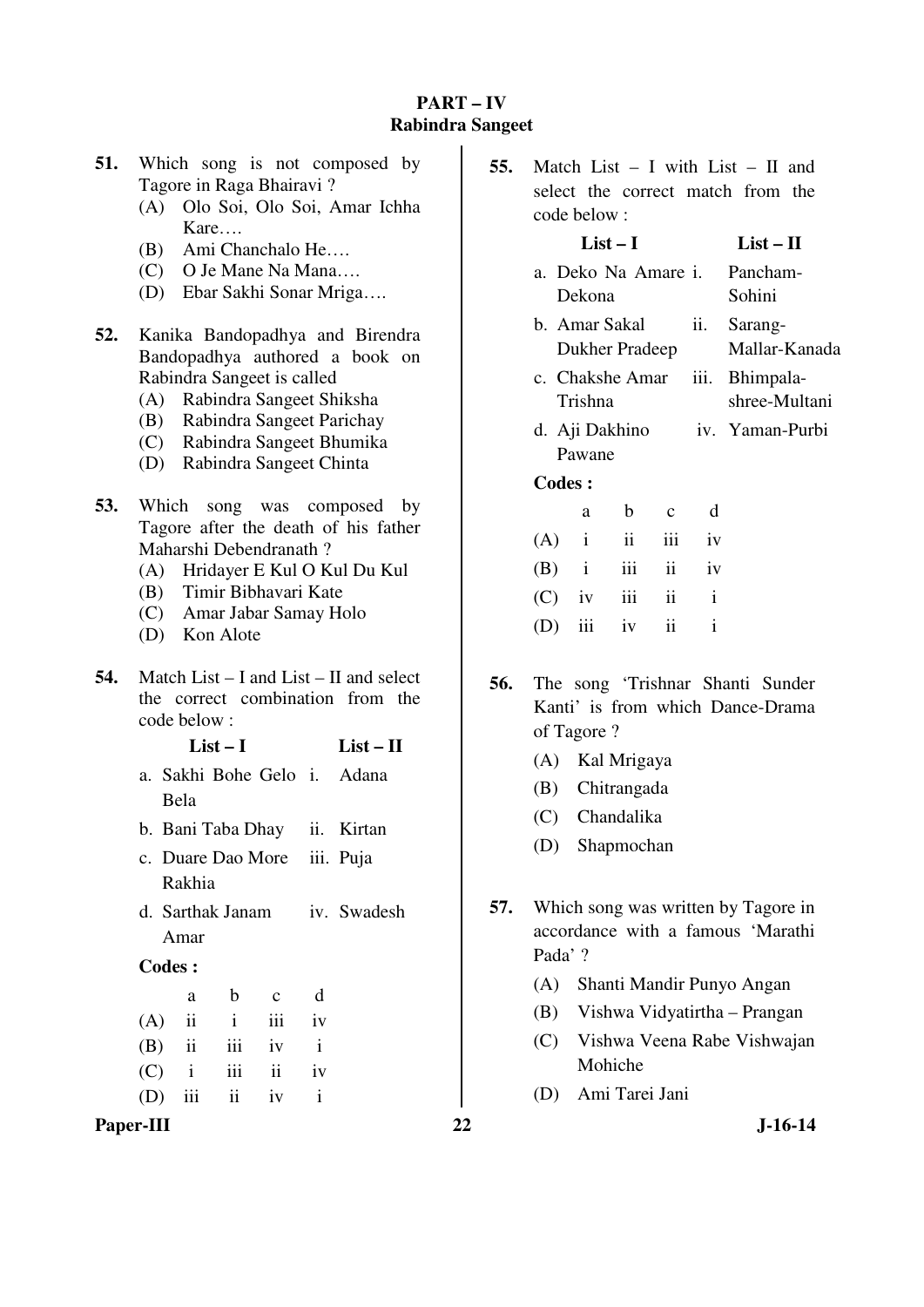# PART – IV
## Rabindra Sangeet

**51.** Which song is not composed by Tagore in Raga Bhairavi ?

(A) Olo Soi, Olo Soi, Amar Ichha Kare….

(B) Ami Chanchalo He….

(C) O Je Mane Na Mana….

(D) Ebar Sakhi Sonar Mriga….

**52.** Kanika Bandopadhya and Birendra Bandopadhya authored a book on Rabindra Sangeet is called

(A) Rabindra Sangeet Shiksha

(B) Rabindra Sangeet Parichay

(C) Rabindra Sangeet Bhumika

(D) Rabindra Sangeet Chinta

**53.** Which song was composed by Tagore after the death of his father Maharshi Debendranath ?

(A) Hridayer E Kul O Kul Du Kul

(B) Timir Bibhavari Kate

(C) Amar Jabar Samay Holo

(D) Kon Alote

**54.** Match List – I and List – II and select the correct combination from the code below :

| List – I | List – II |
|---|---|
| a. Sakhi Bohe Gelo Bela | i. Adana |
| b. Bani Taba Dhay | ii. Kirtan |
| c. Duare Dao More Rakhia | iii. Puja |
| d. Sarthak Janam Amar | iv. Swadesh |

**Codes :**

| | a | b | c | d |
|---|---|---|---|---|
| (A) | ii | i | iii | iv |
| (B) | ii | iii | iv | i |
| (C) | i | iii | ii | iv |
| (D) | iii | ii | iv | i |

**55.** Match List – I with List – II and select the correct match from the code below :

| List – I | List – II |
|---|---|
| a. Deko Na Amare Dekona | i. Pancham-Sohini |
| b. Amar Sakal Dukher Pradeep | ii. Sarang-Mallar-Kanada |
| c. Chakshe Amar Trishna | iii. Bhimpala-shree-Multani |
| d. Aji Dakhino Pawane | iv. Yaman-Purbi |

**Codes :**

| | a | b | c | d |
|---|---|---|---|---|
| (A) | i | ii | iii | iv |
| (B) | i | iii | ii | iv |
| (C) | iv | iii | ii | i |
| (D) | iii | iv | ii | i |

**56.** The song 'Trishnar Shanti Sunder Kanti' is from which Dance-Drama of Tagore ?

(A) Kal Mrigaya

(B) Chitrangada

(C) Chandalika

(D) Shapmochan

**57.** Which song was written by Tagore in accordance with a famous 'Marathi Pada' ?

(A) Shanti Mandir Punyo Angan

(B) Vishwa Vidyatirtha – Prangan

(C) Vishwa Veena Rabe Vishwajan Mohiche

(D) Ami Tarei Jani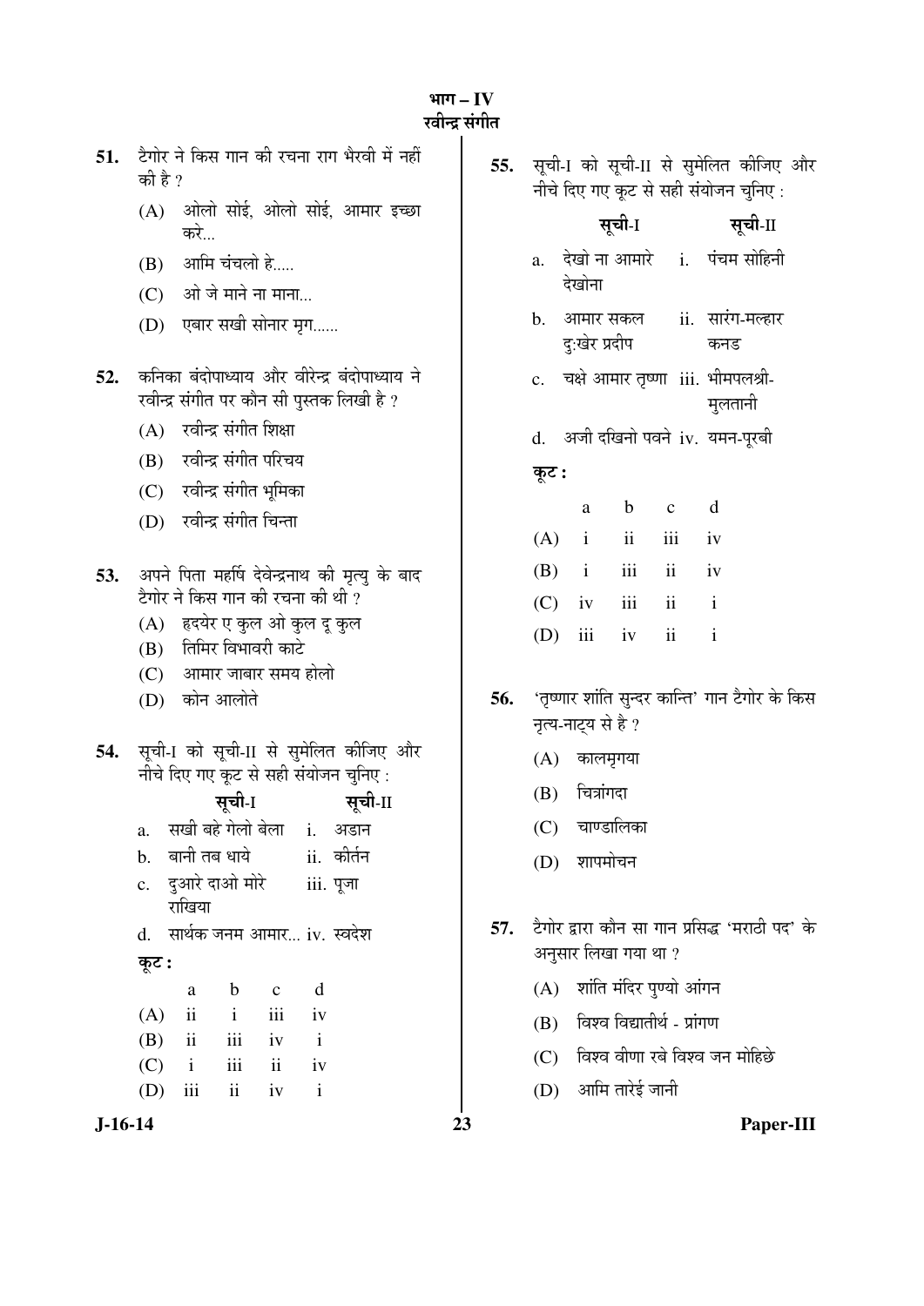## भाग – IV
## रवीन्द्र संगीत

**51.** टैगोर ने किस गान की रचना राग भैरवी में नहीं की है ?

(A) ओलो सोई, ओलो सोई, आमार इच्छा करे...

(B) आमि चंचलो हे.....

(C) ओ जे माने ना माना...

(D) एबार सखी सोनार मृग......

**52.** कनिका बंदोपाध्याय और वीरेन्द्र बंदोपाध्याय ने रवीन्द्र संगीत पर कौन सी पुस्तक लिखी है ?

(A) रवीन्द्र संगीत शिक्षा

(B) रवीन्द्र संगीत परिचय

(C) रवीन्द्र संगीत भूमिका

(D) रवीन्द्र संगीत चिन्ता

**53.** अपने पिता महर्षि देवेन्द्रनाथ की मृत्यु के बाद टैगोर ने किस गान की रचना की थी ?

(A) हृदयेर ए कुल ओ कुल दू कुल

(B) तिमिर विभावरी काटे

(C) आमार जाबार समय होलो

(D) कोन आलोते

**54.** सूची-I को सूची-II से सुमेलित कीजिए और नीचे दिए गए कूट से सही संयोजन चुनिए :

| | **सूची-I** | | **सूची-II** |
|---|---|---|---|
| a. | सखी बहे गेलो बेला | i. | अडान |
| b. | बानी तब धाये | ii. | कीर्तन |
| c. | दुआरे दाओ मोरे राखिया | iii. | पूजा |
| d. | सार्थक जनम आमार... | iv. | स्वदेश |

**कूट :**

| | a | b | c | d |
|---|---|---|---|---|
| (A) | ii | i | iii | iv |
| (B) | ii | iii | iv | i |
| (C) | i | iii | ii | iv |
| (D) | iii | ii | iv | i |

**55.** सूची-I को सूची-II से सुमेलित कीजिए और नीचे दिए गए कूट से सही संयोजन चुनिए :

| | **सूची-I** | | **सूची-II** |
|---|---|---|---|
| a. | देखो ना आमारे देखोना | i. | पंचम सोहिनी |
| b. | आमार सकल दु:खेर प्रदीप | ii. | सारंग-मल्हार कनड |
| c. | चक्षे आमार तृष्णा | iii. | भीमपलश्री-मुलतानी |
| d. | अजी दखिनो पवने | iv. | यमन-पूरबी |

**कूट :**

| | a | b | c | d |
|---|---|---|---|---|
| (A) | i | ii | iii | iv |
| (B) | i | iii | ii | iv |
| (C) | iv | iii | ii | i |
| (D) | iii | iv | ii | i |

**56.** 'तृष्णार शांति सुन्दर कान्ति' गान टैगोर के किस नृत्य-नाट्य से है ?

(A) कालमृगया

(B) चित्रांगदा

(C) चाण्डालिका

(D) शापमोचन

**57.** टैगोर द्वारा कौन सा गान प्रसिद्ध 'मराठी पद' के अनुसार लिखा गया था ?

(A) शांति मंदिर पुण्यो आंगन

(B) विश्व विद्यातीर्थ - प्रांगण

(C) विश्व वीणा रबे विश्व जन मोहिछे

(D) आमि तारेई जानी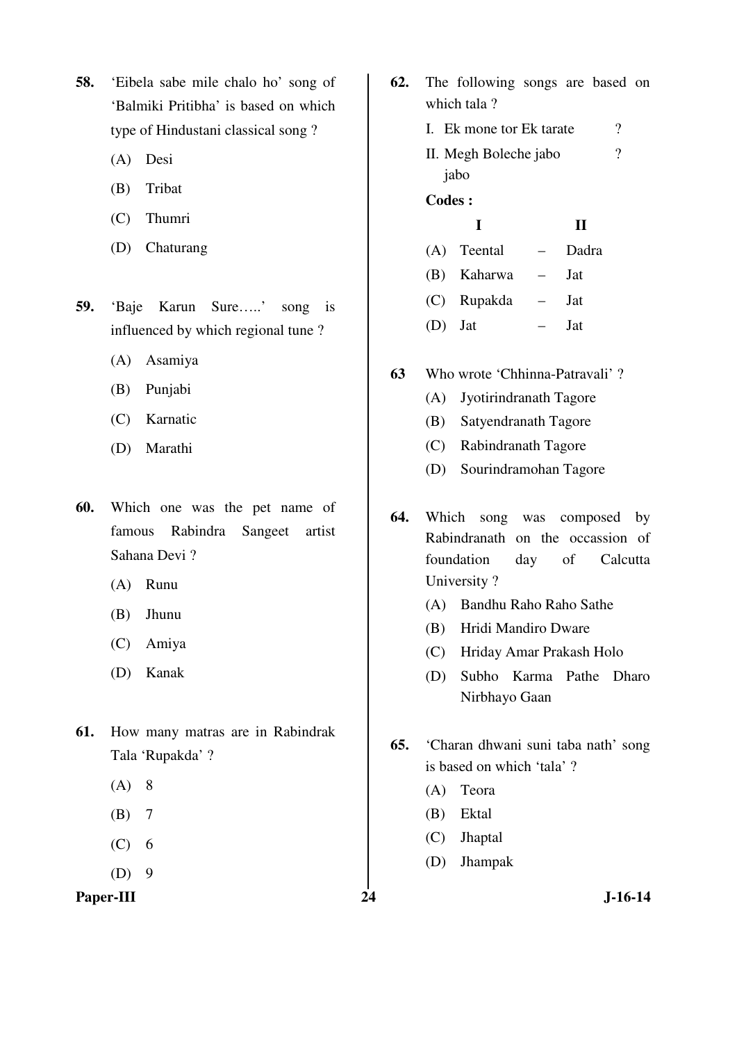58. 'Eibela sabe mile chalo ho' song of 'Balmiki Pritibha' is based on which type of Hindustani classical song ?

    (A) Desi

    (B) Tribat

    (C) Thumri

    (D) Chaturang

59. 'Baje Karun Sure…..' song is influenced by which regional tune ?

    (A) Asamiya

    (B) Punjabi

    (C) Karnatic

    (D) Marathi

60. Which one was the pet name of famous Rabindra Sangeet artist Sahana Devi ?

    (A) Runu

    (B) Jhunu

    (C) Amiya

    (D) Kanak

61. How many matras are in Rabindrak Tala 'Rupakda' ?

    (A) 8

    (B) 7

    (C) 6

    (D) 9

62. The following songs are based on which tala ?

    I. Ek mone tor Ek tarate ?

    II. Megh Boleche jabo jabo ?

    **Codes :**

    | | I | | II |
    |---|---|---|---|
    | (A) | Teental | – | Dadra |
    | (B) | Kaharwa | – | Jat |
    | (C) | Rupakda | – | Jat |
    | (D) | Jat | – | Jat |

63 Who wrote 'Chhinna-Patravali' ?

    (A) Jyotirindranath Tagore

    (B) Satyendranath Tagore

    (C) Rabindranath Tagore

    (D) Sourindramohan Tagore

64. Which song was composed by Rabindranath on the occassion of foundation day of Calcutta University ?

    (A) Bandhu Raho Raho Sathe

    (B) Hridi Mandiro Dware

    (C) Hriday Amar Prakash Holo

    (D) Subho Karma Pathe Dharo Nirbhayo Gaan

65. 'Charan dhwani suni taba nath' song is based on which 'tala' ?

    (A) Teora

    (B) Ektal

    (C) Jhaptal

    (D) Jhampak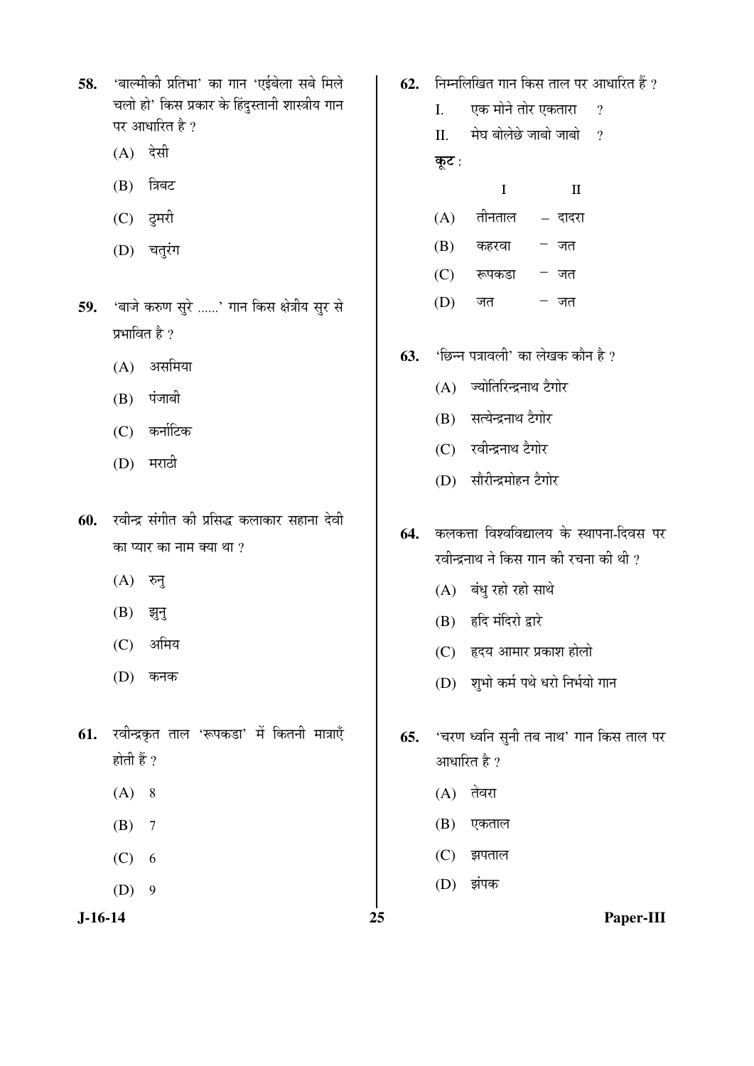58. 'बाल्मीकी प्रतिभा' का गान 'एईबेला सबे मिले चलो हो' किस प्रकार के हिंदुस्तानी शास्त्रीय गान पर आधारित है ?

(A) देसी

(B) त्रिबट

(C) ठुमरी

(D) चतुरंग

59. 'बाजे करुण सुरे ......' गान किस क्षेत्रीय सुर से प्रभावित है ?

(A) असमिया

(B) पंजाबी

(C) कर्नाटिक

(D) मराठी

60. रवीन्द्र संगीत की प्रसिद्ध कलाकार सहाना देवी का प्यार का नाम क्या था ?

(A) रुनु

(B) झुनु

(C) अमिय

(D) कनक

61. रवीन्द्रकृत ताल 'रूपकडा' में कितनी मात्राएँ होती हैं ?

(A) 8

(B) 7

(C) 6

(D) 9

62. निम्नलिखित गान किस ताल पर आधारित हैं ?

I. एक मोने तोर एकतारा ?

II. मेघ बोलेछे जाबो जाबो ?

**कूट** :

| | I | | II |
|---|---|---|---|
| (A) | तीनताल | – | दादरा |
| (B) | कहरवा | – | जत |
| (C) | रूपकडा | – | जत |
| (D) | जत | – | जत |

63. 'छिन्न पत्रावली' का लेखक कौन है ?

(A) ज्योतिरिन्द्रनाथ टैगोर

(B) सत्येन्द्रनाथ टैगोर

(C) रवीन्द्रनाथ टैगोर

(D) सौरीन्द्रमोहन टैगोर

64. कलकत्ता विश्वविद्यालय के स्थापना-दिवस पर रवीन्द्रनाथ ने किस गान की रचना की थी ?

(A) बंधु रहो रहो साथे

(B) हृदि मंदिरो द्वारे

(C) हृदय आमार प्रकाश होलो

(D) शुभो कर्म पथे धरो निर्भयो गान

65. 'चरण ध्वनि सुनी तब नाथ' गान किस ताल पर आधारित है ?

(A) तेवरा

(B) एकताल

(C) झपताल

(D) झंपक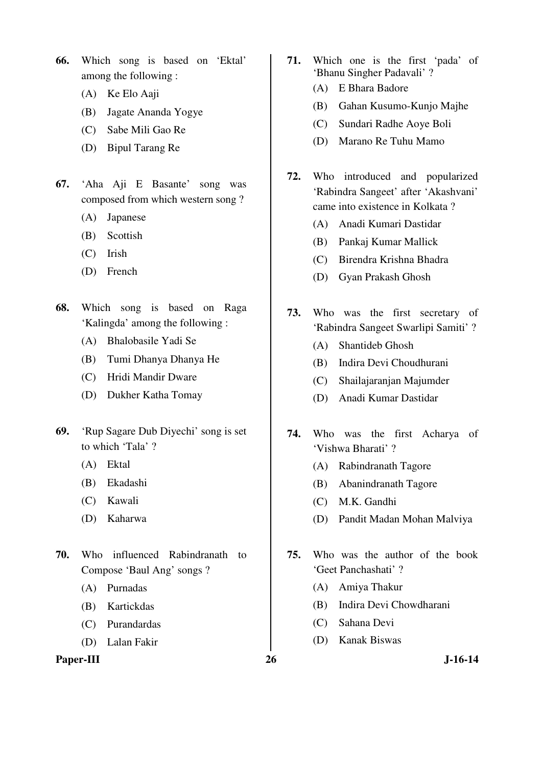66. Which song is based on 'Ektal' among the following :

(A) Ke Elo Aaji

(B) Jagate Ananda Yogye

(C) Sabe Mili Gao Re

(D) Bipul Tarang Re

67. 'Aha Aji E Basante' song was composed from which western song ?

(A) Japanese

(B) Scottish

(C) Irish

(D) French

68. Which song is based on Raga 'Kalingda' among the following :

(A) Bhalobasile Yadi Se

(B) Tumi Dhanya Dhanya He

(C) Hridi Mandir Dware

(D) Dukher Katha Tomay

69. 'Rup Sagare Dub Diyechi' song is set to which 'Tala' ?

(A) Ektal

(B) Ekadashi

(C) Kawali

(D) Kaharwa

70. Who influenced Rabindranath to Compose 'Baul Ang' songs ?

(A) Purnadas

(B) Kartickdas

(C) Purandardas

(D) Lalan Fakir

71. Which one is the first 'pada' of 'Bhanu Singher Padavali' ?

(A) E Bhara Badore

(B) Gahan Kusumo-Kunjo Majhe

(C) Sundari Radhe Aoye Boli

(D) Marano Re Tuhu Mamo

72. Who introduced and popularized 'Rabindra Sangeet' after 'Akashvani' came into existence in Kolkata ?

(A) Anadi Kumari Dastidar

(B) Pankaj Kumar Mallick

(C) Birendra Krishna Bhadra

(D) Gyan Prakash Ghosh

73. Who was the first secretary of 'Rabindra Sangeet Swarlipi Samiti' ?

(A) Shantideb Ghosh

(B) Indira Devi Choudhurani

(C) Shailajaranjan Majumder

(D) Anadi Kumar Dastidar

74. Who was the first Acharya of 'Vishwa Bharati' ?

(A) Rabindranath Tagore

(B) Abanindranath Tagore

(C) M.K. Gandhi

(D) Pandit Madan Mohan Malviya

75. Who was the author of the book 'Geet Panchashati' ?

(A) Amiya Thakur

(B) Indira Devi Chowdharani

(C) Sahana Devi

(D) Kanak Biswas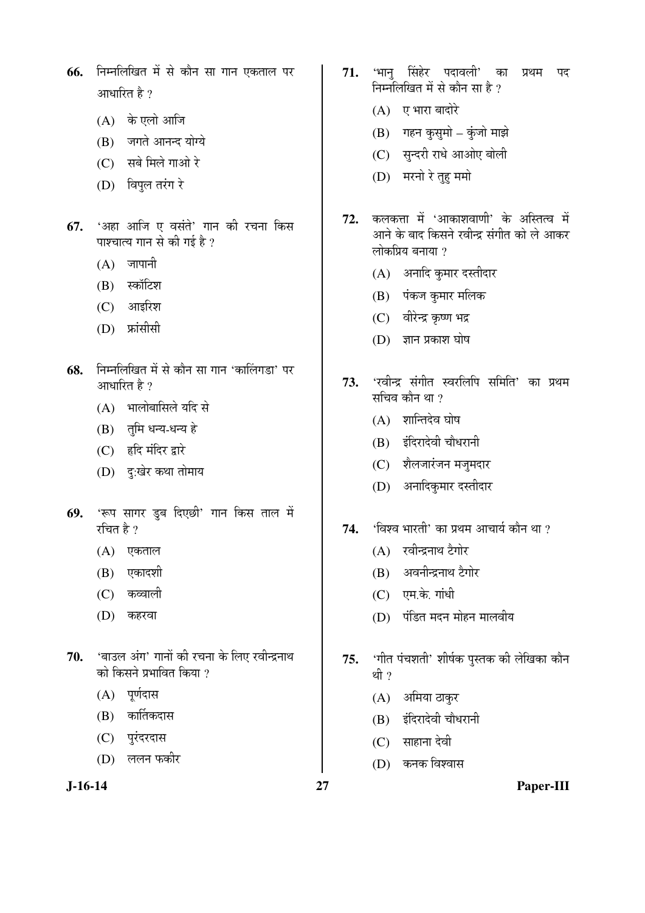66. निम्नलिखित में से कौन सा गान एकताल पर आधारित है ?
   (A) के एलो आजि
   (B) जगते आनन्द योग्ये
   (C) सबे मिले गाओ रे
   (D) विपुल तरंग रे

67. 'अहा आजि ए वसंते' गान की रचना किस पाश्चात्य गान से की गई है ?
   (A) जापानी
   (B) स्कॉटिश
   (C) आइरिश
   (D) फ्रांसीसी

68. निम्नलिखित में से कौन सा गान 'कालिंगडा' पर आधारित है ?
   (A) भालोबासिले यदि से
   (B) तुमि धन्य-धन्य हे
   (C) हृदि मंदिर द्वारे
   (D) दुःखेर कथा तोमाय

69. 'रूप सागर डुब दिएछी' गान किस ताल में रचित है ?
   (A) एकताल
   (B) एकादशी
   (C) कव्वाली
   (D) कहरवा

70. 'बाउल अंग' गानों की रचना के लिए रवीन्द्रनाथ को किसने प्रभावित किया ?
   (A) पूर्णदास
   (B) कार्तिकदास
   (C) पुरंदरदास
   (D) ललन फकीर

71. 'भानु सिंहेर पदावली' का प्रथम पद निम्नलिखित में से कौन सा है ?
   (A) ए भारा बादोरे
   (B) गहन कुसुमो – कुंजो माझे
   (C) सुन्दरी राधे आओए बोली
   (D) मरनो रे तुहु ममो

72. कलकत्ता में 'आकाशवाणी' के अस्तित्व में आने के बाद किसने रवीन्द्र संगीत को ले आकर लोकप्रिय बनाया ?
   (A) अनादि कुमार दस्तीदार
   (B) पंकज कुमार मलिक
   (C) वीरेन्द्र कृष्ण भद्र
   (D) ज्ञान प्रकाश घोष

73. 'रवीन्द्र संगीत स्वरलिपि समिति' का प्रथम सचिव कौन था ?
   (A) शान्तिदेव घोष
   (B) इंदिरादेवी चौधरानी
   (C) शैलजारंजन मजुमदार
   (D) अनादिकुमार दस्तीदार

74. 'विश्व भारती' का प्रथम आचार्य कौन था ?
   (A) रवीन्द्रनाथ टैगोर
   (B) अवनीन्द्रनाथ टैगोर
   (C) एम.के. गांधी
   (D) पंडित मदन मोहन मालवीय

75. 'गीत पंचशती' शीर्षक पुस्तक की लेखिका कौन थी ?
   (A) अमिया ठाकुर
   (B) इंदिरादेवी चौधरानी
   (C) साहाना देवी
   (D) कनक विश्वास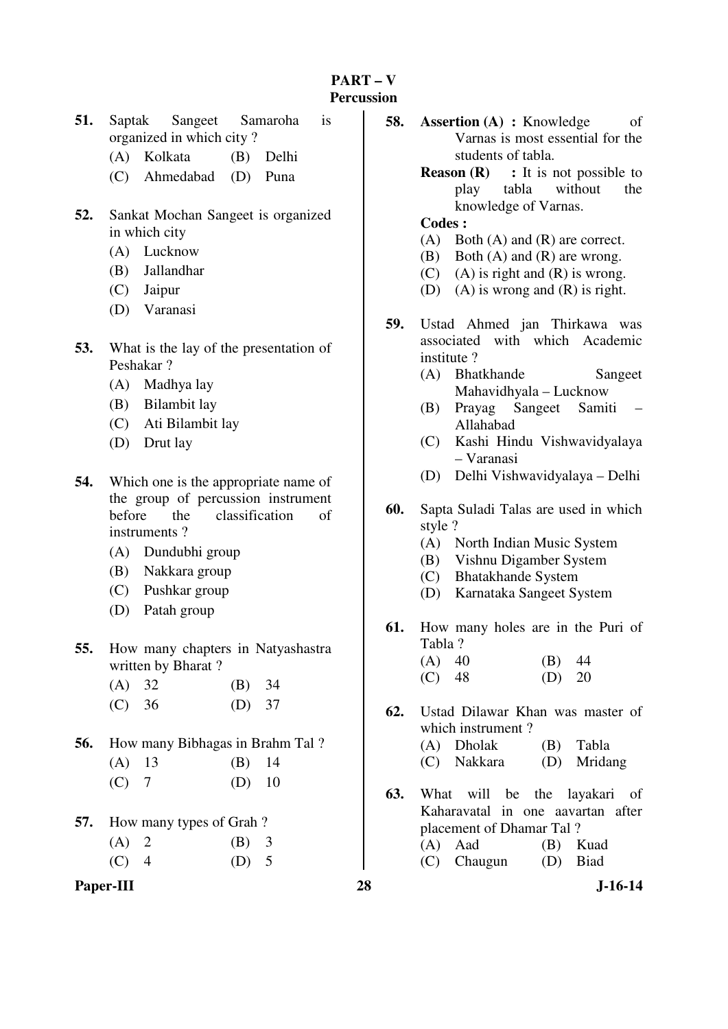# PART – V
## Percussion

**51.** Saptak Sangeet Samaroha is organized in which city ?

(A) Kolkata (B) Delhi
(C) Ahmedabad (D) Puna

**52.** Sankat Mochan Sangeet is organized in which city

(A) Lucknow
(B) Jallandhar
(C) Jaipur
(D) Varanasi

**53.** What is the lay of the presentation of Peshakar ?

(A) Madhya lay
(B) Bilambit lay
(C) Ati Bilambit lay
(D) Drut lay

**54.** Which one is the appropriate name of the group of percussion instrument before the classification of instruments ?

(A) Dundubhi group
(B) Nakkara group
(C) Pushkar group
(D) Patah group

**55.** How many chapters in Natyashastra written by Bharat ?

(A) 32 (B) 34
(C) 36 (D) 37

**56.** How many Bibhagas in Brahm Tal ?

(A) 13 (B) 14
(C) 7 (D) 10

**57.** How many types of Grah ?

(A) 2 (B) 3
(C) 4 (D) 5

**58.** **Assertion (A) :** Knowledge of Varnas is most essential for the students of tabla.

**Reason (R) :** It is not possible to play tabla without the knowledge of Varnas.

**Codes :**

(A) Both (A) and (R) are correct.
(B) Both (A) and (R) are wrong.
(C) (A) is right and (R) is wrong.
(D) (A) is wrong and (R) is right.

**59.** Ustad Ahmed jan Thirkawa was associated with which Academic institute ?

(A) Bhatkhande Sangeet Mahavidhyala – Lucknow
(B) Prayag Sangeet Samiti – Allahabad
(C) Kashi Hindu Vishwavidyalaya – Varanasi
(D) Delhi Vishwavidyalaya – Delhi

**60.** Sapta Suladi Talas are used in which style ?

(A) North Indian Music System
(B) Vishnu Digamber System
(C) Bhatakhande System
(D) Karnataka Sangeet System

**61.** How many holes are in the Puri of Tabla ?

(A) 40 (B) 44
(C) 48 (D) 20

**62.** Ustad Dilawar Khan was master of which instrument ?

(A) Dholak (B) Tabla
(C) Nakkara (D) Mridang

**63.** What will be the layakari of Kaharavatal in one aavartan after placement of Dhamar Tal ?

(A) Aad (B) Kuad
(C) Chaugun (D) Biad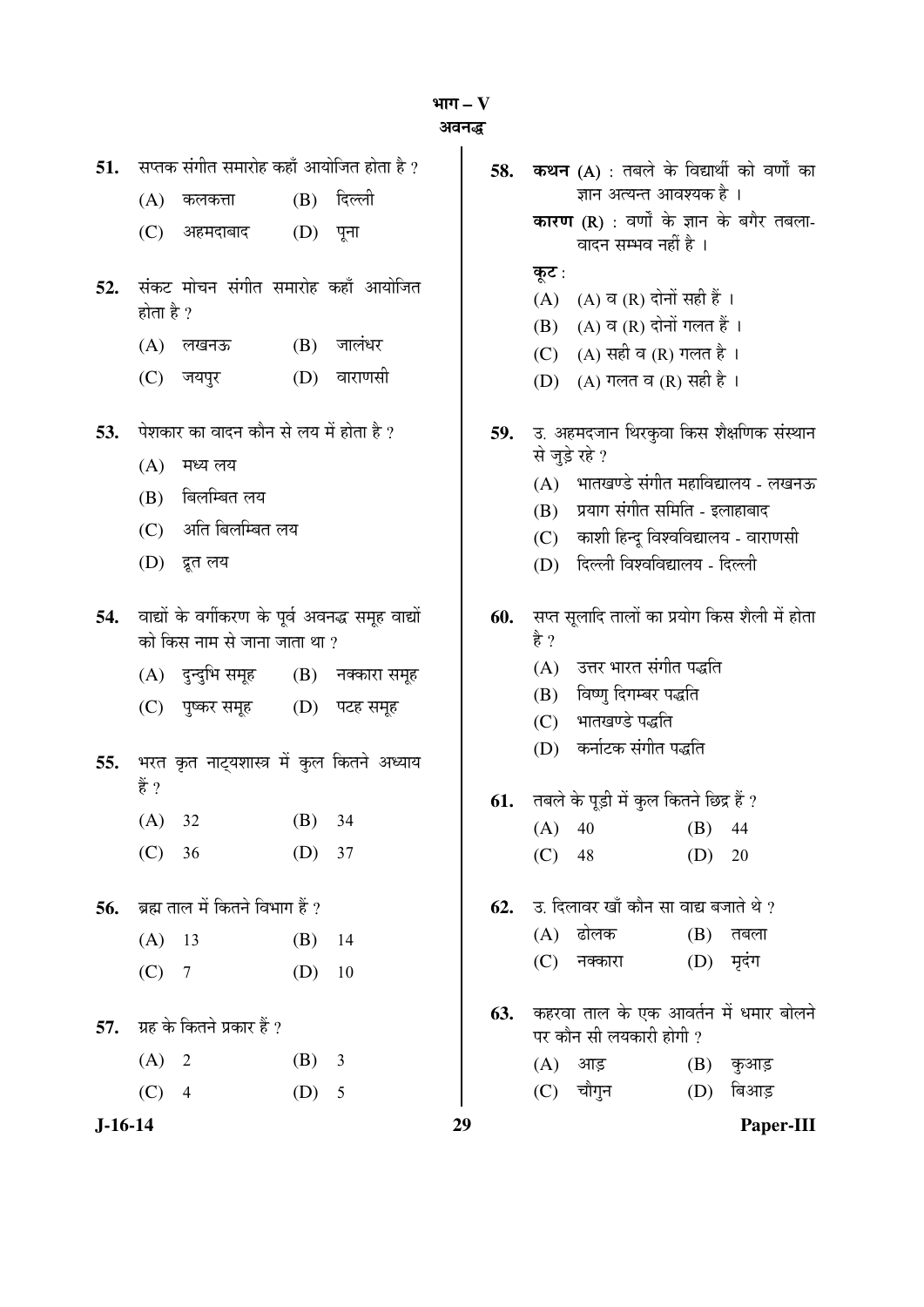## भाग – V
### अवनद्ध

**51.** सप्तक संगीत समारोह कहाँ आयोजित होता है ?

(A) कलकत्ता (B) दिल्ली

(C) अहमदाबाद (D) पूना

**52.** संकट मोचन संगीत समारोह कहाँ आयोजित होता है ?

(A) लखनऊ (B) जालंधर

(C) जयपुर (D) वाराणसी

**53.** पेशकार का वादन कौन से लय में होता है ?

(A) मध्य लय

(B) बिलम्बित लय

(C) अति बिलम्बित लय

(D) द्रुत लय

**54.** वाद्यों के वर्गीकरण के पूर्व अवनद्ध समूह वाद्यों को किस नाम से जाना जाता था ?

(A) दुन्दुभि समूह (B) नक्कारा समूह

(C) पुष्कर समूह (D) पटह समूह

**55.** भरत कृत नाट्यशास्त्र में कुल कितने अध्याय हैं ?

(A) 32 (B) 34

(C) 36 (D) 37

**56.** ब्रह्म ताल में कितने विभाग हैं ?

(A) 13 (B) 14

(C) 7 (D) 10

**57.** ग्रह के कितने प्रकार हैं ?

(A) 2 (B) 3

(C) 4 (D) 5

**58.** **कथन (A)** : तबले के विद्यार्थी को वर्णों का ज्ञान अत्यन्त आवश्यक है ।

**कारण (R)** : वर्णों के ज्ञान के बगैर तबला-वादन सम्भव नहीं है ।

**कूट** :

(A) (A) व (R) दोनों सही हैं ।

(B) (A) व (R) दोनों गलत हैं ।

(C) (A) सही व (R) गलत है ।

(D) (A) गलत व (R) सही है ।

**59.** उ. अहमदजान थिरकुवा किस शैक्षणिक संस्थान से जुड़े रहे ?

(A) भातखण्डे संगीत महाविद्यालय - लखनऊ

(B) प्रयाग संगीत समिति - इलाहाबाद

(C) काशी हिन्दू विश्वविद्यालय - वाराणसी

(D) दिल्ली विश्वविद्यालय - दिल्ली

**60.** सप्त सूलादि तालों का प्रयोग किस शैली में होता है ?

(A) उत्तर भारत संगीत पद्धति

(B) विष्णु दिगम्बर पद्धति

(C) भातखण्डे पद्धति

(D) कर्नाटक संगीत पद्धति

**61.** तबले के पूड़ी में कुल कितने छिद्र हैं ?

(A) 40 (B) 44

(C) 48 (D) 20

**62.** उ. दिलावर खाँ कौन सा वाद्य बजाते थे ?

(A) ढोलक (B) तबला

(C) नक्कारा (D) मृदंग

**63.** कहरवा ताल के एक आवर्तन में धमार बोलने पर कौन सी लयकारी होगी ?

(A) आड़ (B) कुआड़

(C) चौगुन (D) बिआड़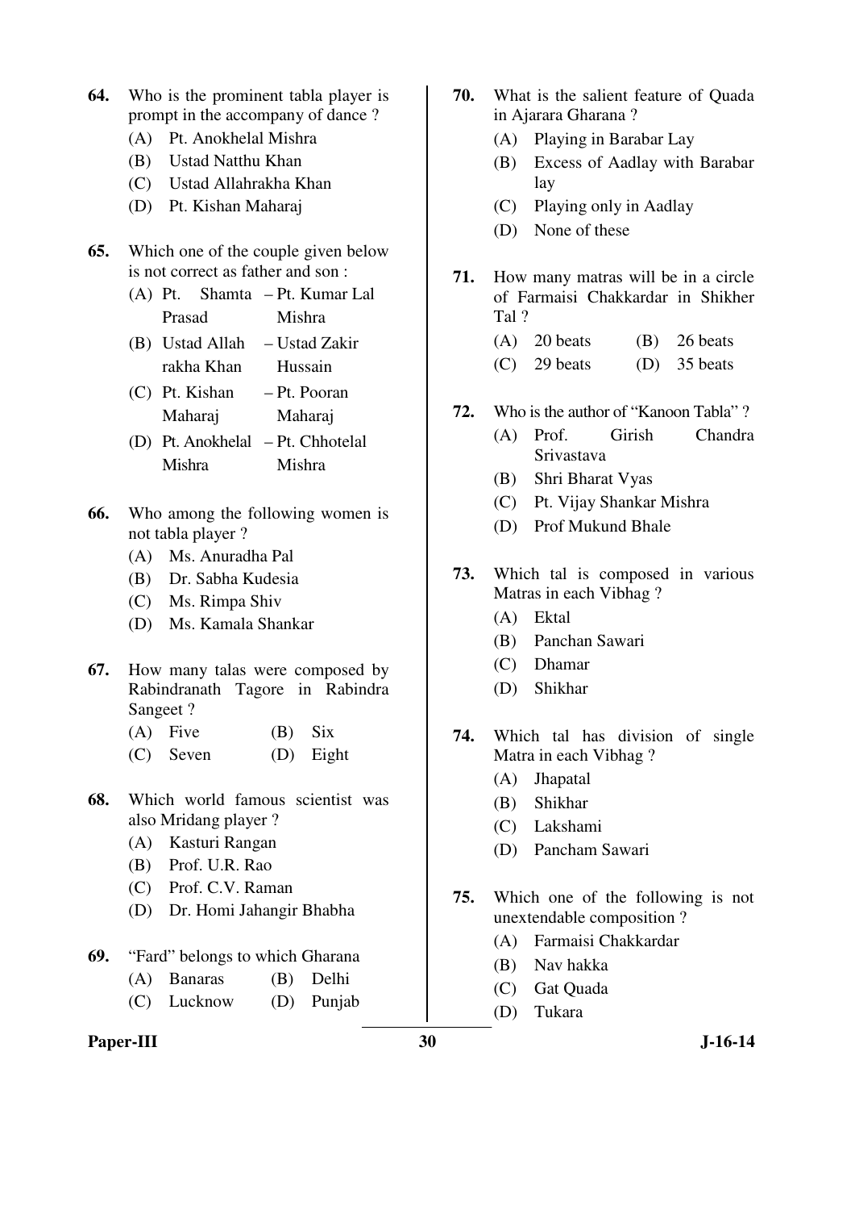64. Who is the prominent tabla player is prompt in the accompany of dance ?
   (A) Pt. Anokhelal Mishra
   (B) Ustad Natthu Khan
   (C) Ustad Allahrakha Khan
   (D) Pt. Kishan Maharaj

65. Which one of the couple given below is not correct as father and son :
   (A) Pt. Shamta Prasad – Pt. Kumar Lal Mishra
   (B) Ustad Allah rakha Khan – Ustad Zakir Hussain
   (C) Pt. Kishan Maharaj – Pt. Pooran Maharaj
   (D) Pt. Anokhelal Mishra – Pt. Chhotelal Mishra

66. Who among the following women is not tabla player ?
   (A) Ms. Anuradha Pal
   (B) Dr. Sabha Kudesia
   (C) Ms. Rimpa Shiv
   (D) Ms. Kamala Shankar

67. How many talas were composed by Rabindranath Tagore in Rabindra Sangeet ?
   (A) Five (B) Six
   (C) Seven (D) Eight

68. Which world famous scientist was also Mridang player ?
   (A) Kasturi Rangan
   (B) Prof. U.R. Rao
   (C) Prof. C.V. Raman
   (D) Dr. Homi Jahangir Bhabha

69. "Fard" belongs to which Gharana
   (A) Banaras (B) Delhi
   (C) Lucknow (D) Punjab

70. What is the salient feature of Quada in Ajarara Gharana ?
   (A) Playing in Barabar Lay
   (B) Excess of Aadlay with Barabar lay
   (C) Playing only in Aadlay
   (D) None of these

71. How many matras will be in a circle of Farmaisi Chakkardar in Shikher Tal ?
   (A) 20 beats (B) 26 beats
   (C) 29 beats (D) 35 beats

72. Who is the author of "Kanoon Tabla" ?
   (A) Prof. Girish Chandra Srivastava
   (B) Shri Bharat Vyas
   (C) Pt. Vijay Shankar Mishra
   (D) Prof Mukund Bhale

73. Which tal is composed in various Matras in each Vibhag ?
   (A) Ektal
   (B) Panchan Sawari
   (C) Dhamar
   (D) Shikhar

74. Which tal has division of single Matra in each Vibhag ?
   (A) Jhapatal
   (B) Shikhar
   (C) Lakshami
   (D) Pancham Sawari

75. Which one of the following is not unextendable composition ?
   (A) Farmaisi Chakkardar
   (B) Nav hakka
   (C) Gat Quada
   (D) Tukara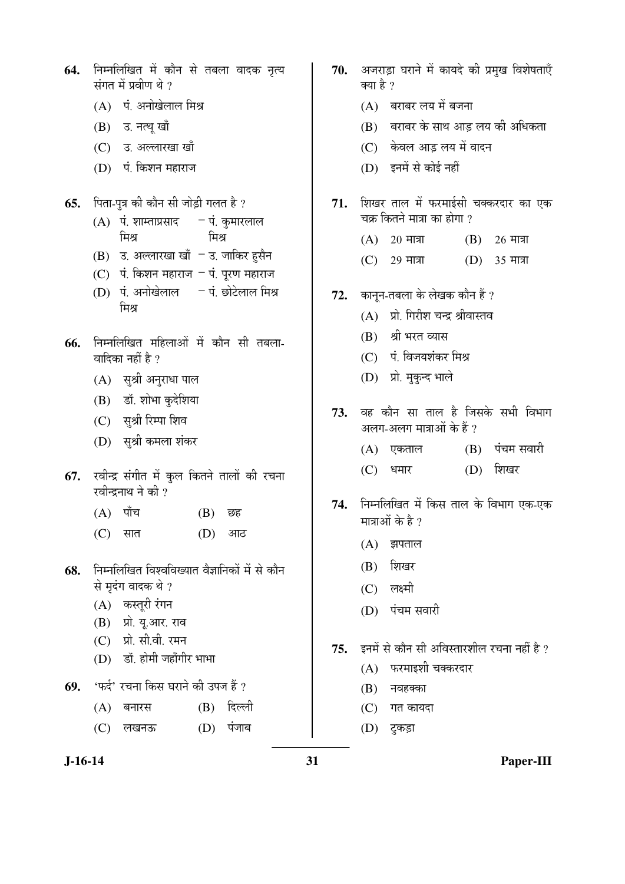64. निम्नलिखित में कौन से तबला वादक नृत्य संगत में प्रवीण थे ?

(A) पं. अनोखेलाल मिश्र

(B) उ. नत्थू खाँ

(C) उ. अल्लारखा खाँ

(D) पं. किशन महाराज

65. पिता-पुत्र की कौन सी जोड़ी गलत है ?

(A) पं. शाम्ताप्रसाद मिश्र – पं. कुमारलाल मिश्र

(B) उ. अल्लारखा खाँ – उ. जाकिर हुसैन

(C) पं. किशन महाराज – पं. पूरण महाराज

(D) पं. अनोखेलाल मिश्र – पं. छोटेलाल मिश्र

66. निम्नलिखित महिलाओं में कौन सी तबला-वादिका नहीं है ?

(A) सुश्री अनुराधा पाल

(B) डॉ. शोभा कुदेशिया

(C) सुश्री रिम्पा शिव

(D) सुश्री कमला शंकर

67. रवीन्द्र संगीत में कुल कितने तालों की रचना रवीन्द्रनाथ ने की ?

(A) पाँच (B) छह

(C) सात (D) आठ

68. निम्नलिखित विश्वविख्यात वैज्ञानिकों में से कौन से मृदंग वादक थे ?

(A) कस्तूरी रंगन

(B) प्रो. यू.आर. राव

(C) प्रो. सी.वी. रमन

(D) डॉ. होमी जहाँगीर भाभा

69. 'फर्द' रचना किस घराने की उपज हैं ?

(A) बनारस (B) दिल्ली

(C) लखनऊ (D) पंजाब

70. अजराड़ा घराने में कायदे की प्रमुख विशेषताएँ क्या है ?

(A) बराबर लय में बजना

(B) बराबर के साथ आड़ लय की अधिकता

(C) केवल आड़ लय में वादन

(D) इनमें से कोई नहीं

71. शिखर ताल में फरमाईसी चक्करदार का एक चक्र कितने मात्रा का होगा ?

(A) 20 मात्रा (B) 26 मात्रा

(C) 29 मात्रा (D) 35 मात्रा

72. कानून-तबला के लेखक कौन हैं ?

(A) प्रो. गिरीश चन्द्र श्रीवास्तव

(B) श्री भरत व्यास

(C) पं. विजयशंकर मिश्र

(D) प्रो. मुकुन्द भाले

73. वह कौन सा ताल है जिसके सभी विभाग अलग-अलग मात्राओं के हैं ?

(A) एकताल (B) पंचम सवारी

(C) धमार (D) शिखर

74. निम्नलिखित में किस ताल के विभाग एक-एक मात्राओं के है ?

(A) झपताल

(B) शिखर

(C) लक्ष्मी

(D) पंचम सवारी

75. इनमें से कौन सी अविस्तारशील रचना नहीं है ?

(A) फरमाइशी चक्करदार

(B) नवहक्का

(C) गत कायदा

(D) टुकड़ा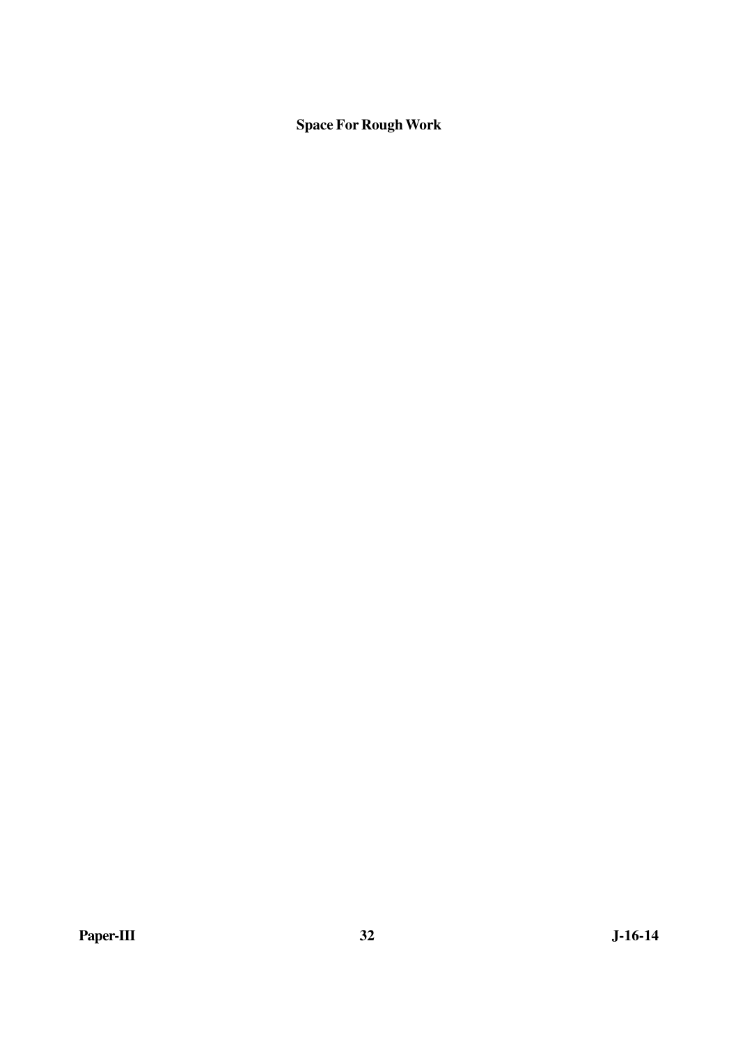**Space For Rough Work**